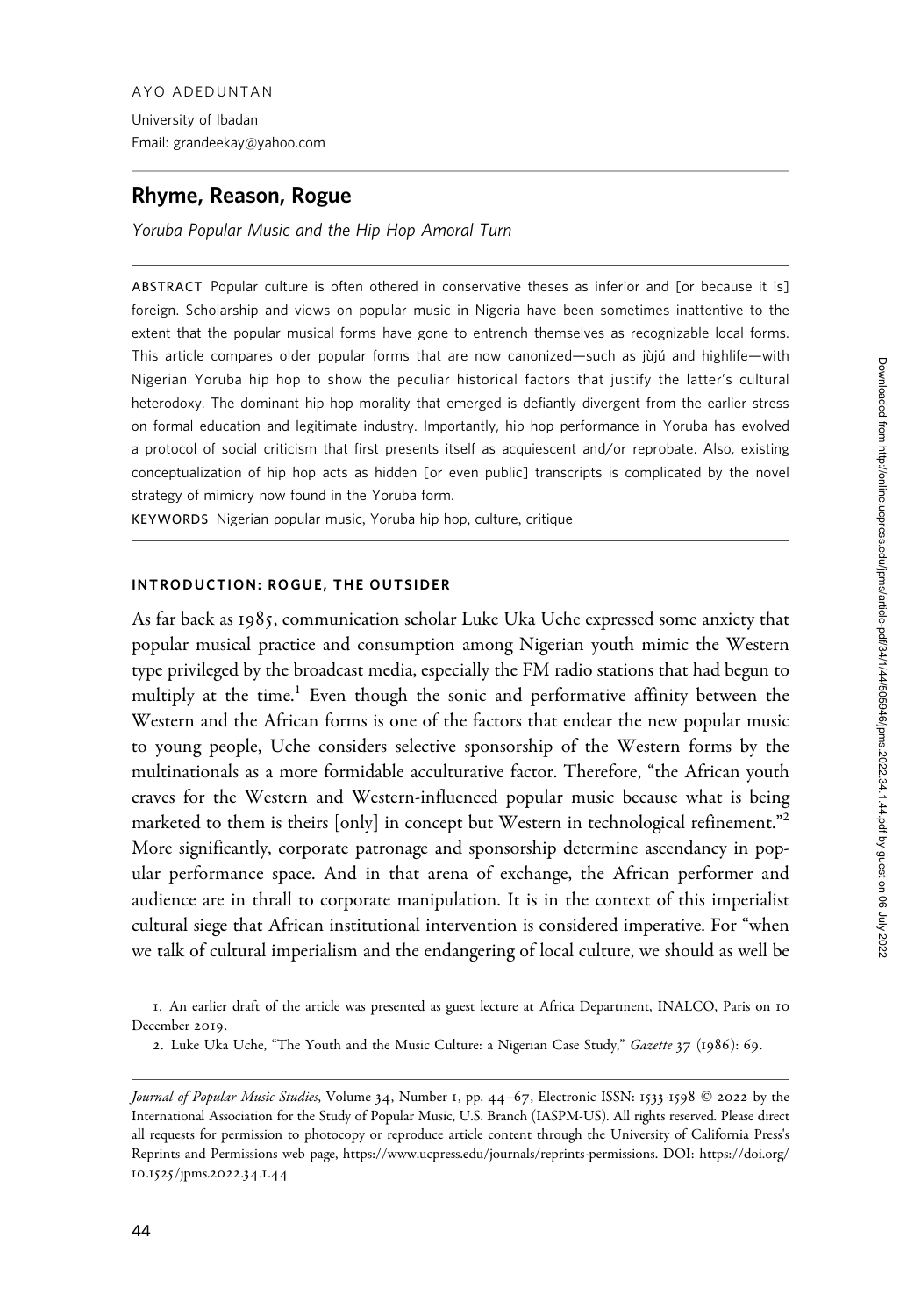AYO ADEDUNTAN

University of Ibadan
Email: grandeekay@yahoo.com

# Rhyme, Reason, Rogue

*Yoruba Popular Music and the Hip Hop Amoral Turn*

**ABSTRACT** Popular culture is often othered in conservative theses as inferior and [or because it is] foreign. Scholarship and views on popular music in Nigeria have been sometimes inattentive to the extent that the popular musical forms have gone to entrench themselves as recognizable local forms. This article compares older popular forms that are now canonized—such as jùjú and highlife—with Nigerian Yoruba hip hop to show the peculiar historical factors that justify the latter's cultural heterodoxy. The dominant hip hop morality that emerged is defiantly divergent from the earlier stress on formal education and legitimate industry. Importantly, hip hop performance in Yoruba has evolved a protocol of social criticism that first presents itself as acquiescent and/or reprobate. Also, existing conceptualization of hip hop acts as hidden [or even public] transcripts is complicated by the novel strategy of mimicry now found in the Yoruba form.

**KEYWORDS** Nigerian popular music, Yoruba hip hop, culture, critique

## INTRODUCTION: ROGUE, THE OUTSIDER

As far back as 1985, communication scholar Luke Uka Uche expressed some anxiety that popular musical practice and consumption among Nigerian youth mimic the Western type privileged by the broadcast media, especially the FM radio stations that had begun to multiply at the time.[1] Even though the sonic and performative affinity between the Western and the African forms is one of the factors that endear the new popular music to young people, Uche considers selective sponsorship of the Western forms by the multinationals as a more formidable acculturative factor. Therefore, "the African youth craves for the Western and Western-influenced popular music because what is being marketed to them is theirs [only] in concept but Western in technological refinement."[2] More significantly, corporate patronage and sponsorship determine ascendancy in popular performance space. And in that arena of exchange, the African performer and audience are in thrall to corporate manipulation. It is in the context of this imperialist cultural siege that African institutional intervention is considered imperative. For "when we talk of cultural imperialism and the endangering of local culture, we should as well be

1. An earlier draft of the article was presented as guest lecture at Africa Department, INALCO, Paris on 10 December 2019.

2. Luke Uka Uche, "The Youth and the Music Culture: a Nigerian Case Study," *Gazette* 37 (1986): 69.

*Journal of Popular Music Studies*, Volume 34, Number 1, pp. 44–67, Electronic ISSN: 1533-1598 © 2022 by the International Association for the Study of Popular Music, U.S. Branch (IASPM-US). All rights reserved. Please direct all requests for permission to photocopy or reproduce article content through the University of California Press's Reprints and Permissions web page, https://www.ucpress.edu/journals/reprints-permissions. DOI: https://doi.org/10.1525/jpms.2022.34.1.44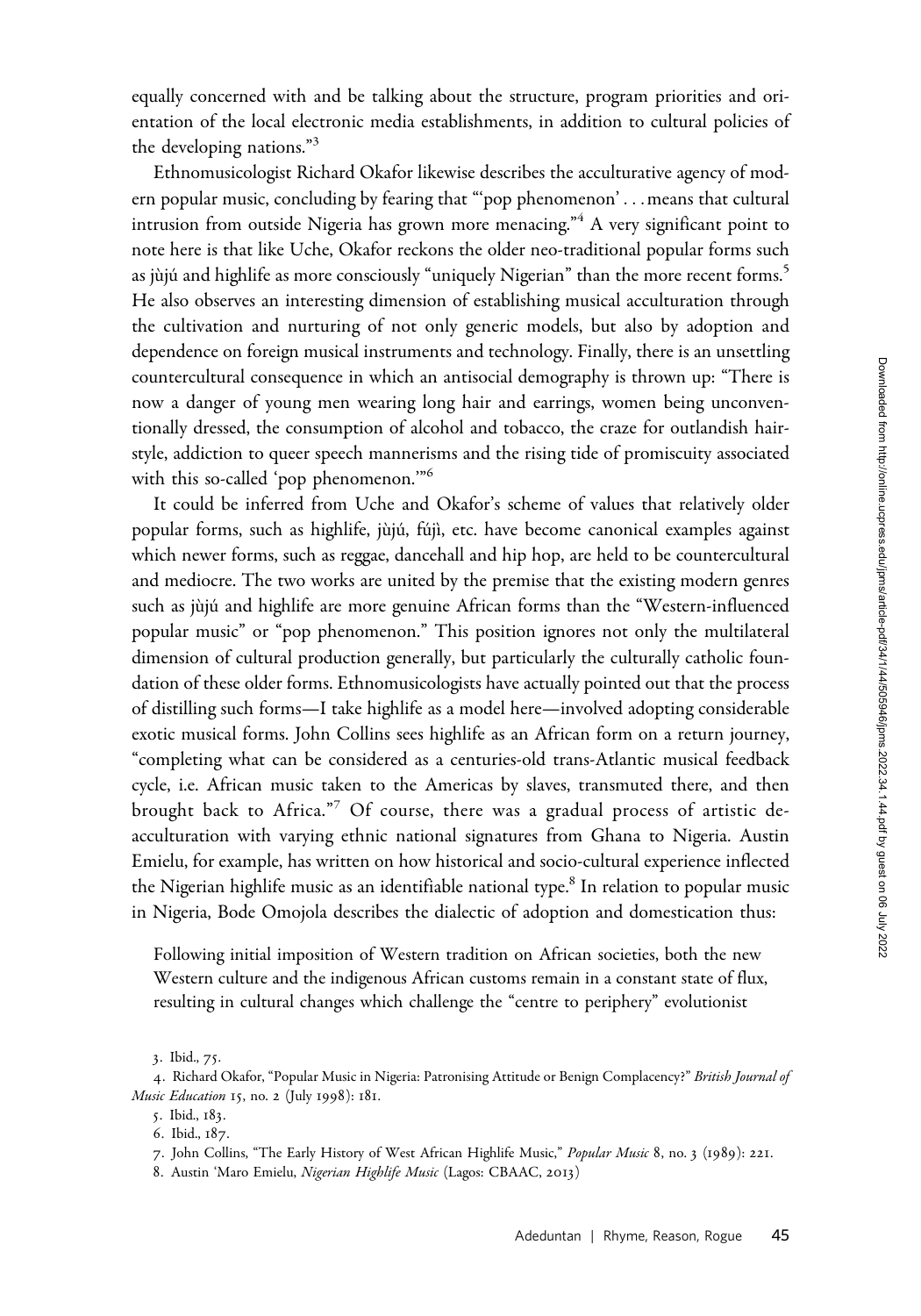equally concerned with and be talking about the structure, program priorities and orientation of the local electronic media establishments, in addition to cultural policies of the developing nations."[3]

Ethnomusicologist Richard Okafor likewise describes the acculturative agency of modern popular music, concluding by fearing that "'pop phenomenon' . . . means that cultural intrusion from outside Nigeria has grown more menacing."[4] A very significant point to note here is that like Uche, Okafor reckons the older neo-traditional popular forms such as jùjú and highlife as more consciously "uniquely Nigerian" than the more recent forms.[5] He also observes an interesting dimension of establishing musical acculturation through the cultivation and nurturing of not only generic models, but also by adoption and dependence on foreign musical instruments and technology. Finally, there is an unsettling countercultural consequence in which an antisocial demography is thrown up: "There is now a danger of young men wearing long hair and earrings, women being unconventionally dressed, the consumption of alcohol and tobacco, the craze for outlandish hairstyle, addiction to queer speech mannerisms and the rising tide of promiscuity associated with this so-called 'pop phenomenon.'"[6]

It could be inferred from Uche and Okafor's scheme of values that relatively older popular forms, such as highlife, jùjú, fújì, etc. have become canonical examples against which newer forms, such as reggae, dancehall and hip hop, are held to be countercultural and mediocre. The two works are united by the premise that the existing modern genres such as jùjú and highlife are more genuine African forms than the "Western-influenced popular music" or "pop phenomenon." This position ignores not only the multilateral dimension of cultural production generally, but particularly the culturally catholic foundation of these older forms. Ethnomusicologists have actually pointed out that the process of distilling such forms—I take highlife as a model here—involved adopting considerable exotic musical forms. John Collins sees highlife as an African form on a return journey, "completing what can be considered as a centuries-old trans-Atlantic musical feedback cycle, i.e. African music taken to the Americas by slaves, transmuted there, and then brought back to Africa."[7] Of course, there was a gradual process of artistic de-acculturation with varying ethnic national signatures from Ghana to Nigeria. Austin Emielu, for example, has written on how historical and socio-cultural experience inflected the Nigerian highlife music as an identifiable national type.[8] In relation to popular music in Nigeria, Bode Omojola describes the dialectic of adoption and domestication thus:

> Following initial imposition of Western tradition on African societies, both the new Western culture and the indigenous African customs remain in a constant state of flux, resulting in cultural changes which challenge the "centre to periphery" evolutionist

3. Ibid., 75.

4. Richard Okafor, "Popular Music in Nigeria: Patronising Attitude or Benign Complacency?" *British Journal of Music Education* 15, no. 2 (July 1998): 181.

5. Ibid., 183.

6. Ibid., 187.

7. John Collins, "The Early History of West African Highlife Music," *Popular Music* 8, no. 3 (1989): 221.

8. Austin 'Maro Emielu, *Nigerian Highlife Music* (Lagos: CBAAC, 2013)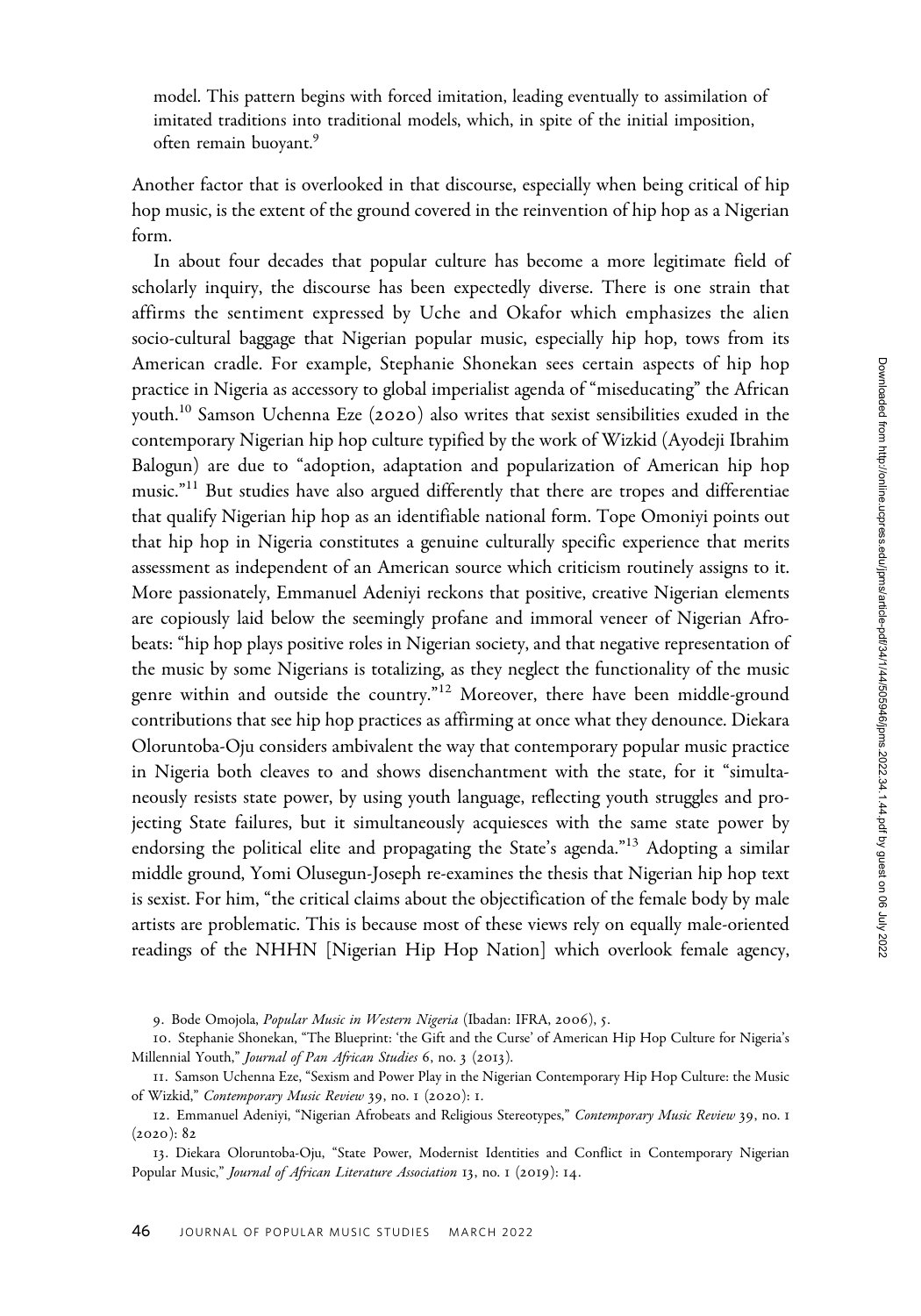model. This pattern begins with forced imitation, leading eventually to assimilation of imitated traditions into traditional models, which, in spite of the initial imposition, often remain buoyant.[9]

Another factor that is overlooked in that discourse, especially when being critical of hip hop music, is the extent of the ground covered in the reinvention of hip hop as a Nigerian form.

In about four decades that popular culture has become a more legitimate field of scholarly inquiry, the discourse has been expectedly diverse. There is one strain that affirms the sentiment expressed by Uche and Okafor which emphasizes the alien socio-cultural baggage that Nigerian popular music, especially hip hop, tows from its American cradle. For example, Stephanie Shonekan sees certain aspects of hip hop practice in Nigeria as accessory to global imperialist agenda of "miseducating" the African youth.[10] Samson Uchenna Eze (2020) also writes that sexist sensibilities exuded in the contemporary Nigerian hip hop culture typified by the work of Wizkid (Ayodeji Ibrahim Balogun) are due to "adoption, adaptation and popularization of American hip hop music."[11] But studies have also argued differently that there are tropes and differentiae that qualify Nigerian hip hop as an identifiable national form. Tope Omoniyi points out that hip hop in Nigeria constitutes a genuine culturally specific experience that merits assessment as independent of an American source which criticism routinely assigns to it. More passionately, Emmanuel Adeniyi reckons that positive, creative Nigerian elements are copiously laid below the seemingly profane and immoral veneer of Nigerian Afrobeats: "hip hop plays positive roles in Nigerian society, and that negative representation of the music by some Nigerians is totalizing, as they neglect the functionality of the music genre within and outside the country."[12] Moreover, there have been middle-ground contributions that see hip hop practices as affirming at once what they denounce. Diekara Oloruntoba-Oju considers ambivalent the way that contemporary popular music practice in Nigeria both cleaves to and shows disenchantment with the state, for it "simultaneously resists state power, by using youth language, reflecting youth struggles and projecting State failures, but it simultaneously acquiesces with the same state power by endorsing the political elite and propagating the State's agenda."[13] Adopting a similar middle ground, Yomi Olusegun-Joseph re-examines the thesis that Nigerian hip hop text is sexist. For him, "the critical claims about the objectification of the female body by male artists are problematic. This is because most of these views rely on equally male-oriented readings of the NHHN [Nigerian Hip Hop Nation] which overlook female agency,

9. Bode Omojola, *Popular Music in Western Nigeria* (Ibadan: IFRA, 2006), 5.

10. Stephanie Shonekan, "The Blueprint: 'the Gift and the Curse' of American Hip Hop Culture for Nigeria's Millennial Youth," *Journal of Pan African Studies* 6, no. 3 (2013).

11. Samson Uchenna Eze, "Sexism and Power Play in the Nigerian Contemporary Hip Hop Culture: the Music of Wizkid," *Contemporary Music Review* 39, no. 1 (2020): 1.

12. Emmanuel Adeniyi, "Nigerian Afrobeats and Religious Stereotypes," *Contemporary Music Review* 39, no. 1 (2020): 82

13. Diekara Oloruntoba-Oju, "State Power, Modernist Identities and Conflict in Contemporary Nigerian Popular Music," *Journal of African Literature Association* 13, no. 1 (2019): 14.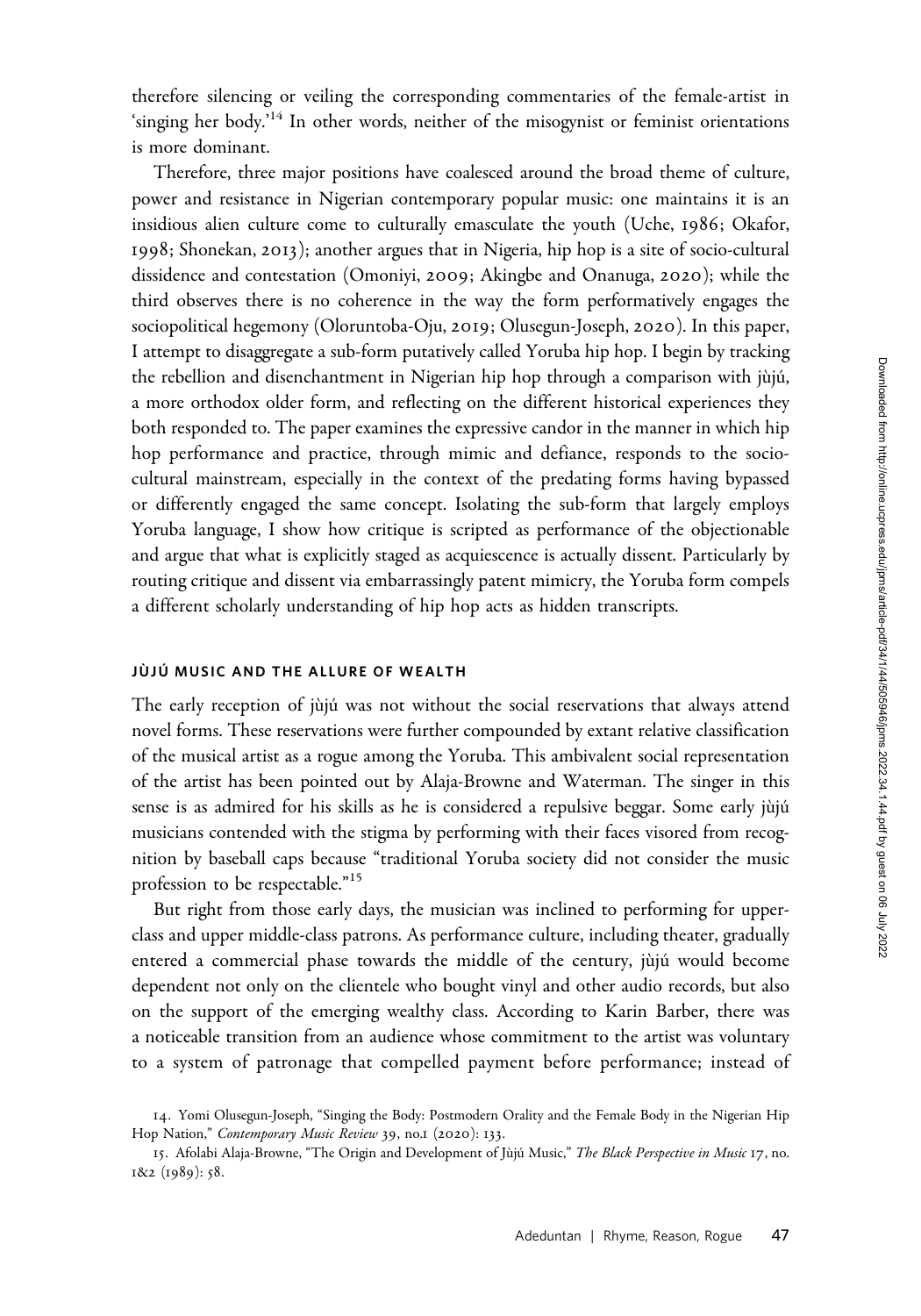therefore silencing or veiling the corresponding commentaries of the female-artist in 'singing her body.'[14] In other words, neither of the misogynist or feminist orientations is more dominant.

Therefore, three major positions have coalesced around the broad theme of culture, power and resistance in Nigerian contemporary popular music: one maintains it is an insidious alien culture come to culturally emasculate the youth (Uche, 1986; Okafor, 1998; Shonekan, 2013); another argues that in Nigeria, hip hop is a site of socio-cultural dissidence and contestation (Omoniyi, 2009; Akingbe and Onanuga, 2020); while the third observes there is no coherence in the way the form performatively engages the sociopolitical hegemony (Oloruntoba-Oju, 2019; Olusegun-Joseph, 2020). In this paper, I attempt to disaggregate a sub-form putatively called Yoruba hip hop. I begin by tracking the rebellion and disenchantment in Nigerian hip hop through a comparison with jùjú, a more orthodox older form, and reflecting on the different historical experiences they both responded to. The paper examines the expressive candor in the manner in which hip hop performance and practice, through mimic and defiance, responds to the socio-cultural mainstream, especially in the context of the predating forms having bypassed or differently engaged the same concept. Isolating the sub-form that largely employs Yoruba language, I show how critique is scripted as performance of the objectionable and argue that what is explicitly staged as acquiescence is actually dissent. Particularly by routing critique and dissent via embarrassingly patent mimicry, the Yoruba form compels a different scholarly understanding of hip hop acts as hidden transcripts.

## JÙJÚ MUSIC AND THE ALLURE OF WEALTH

The early reception of jùjú was not without the social reservations that always attend novel forms. These reservations were further compounded by extant relative classification of the musical artist as a rogue among the Yoruba. This ambivalent social representation of the artist has been pointed out by Alaja-Browne and Waterman. The singer in this sense is as admired for his skills as he is considered a repulsive beggar. Some early jùjú musicians contended with the stigma by performing with their faces visored from recognition by baseball caps because "traditional Yoruba society did not consider the music profession to be respectable."[15]

But right from those early days, the musician was inclined to performing for upper-class and upper middle-class patrons. As performance culture, including theater, gradually entered a commercial phase towards the middle of the century, jùjú would become dependent not only on the clientele who bought vinyl and other audio records, but also on the support of the emerging wealthy class. According to Karin Barber, there was a noticeable transition from an audience whose commitment to the artist was voluntary to a system of patronage that compelled payment before performance; instead of

14. Yomi Olusegun-Joseph, "Singing the Body: Postmodern Orality and the Female Body in the Nigerian Hip Hop Nation," *Contemporary Music Review* 39, no.1 (2020): 133.

15. Afolabi Alaja-Browne, "The Origin and Development of Jùjú Music," *The Black Perspective in Music* 17, no. 1&2 (1989): 58.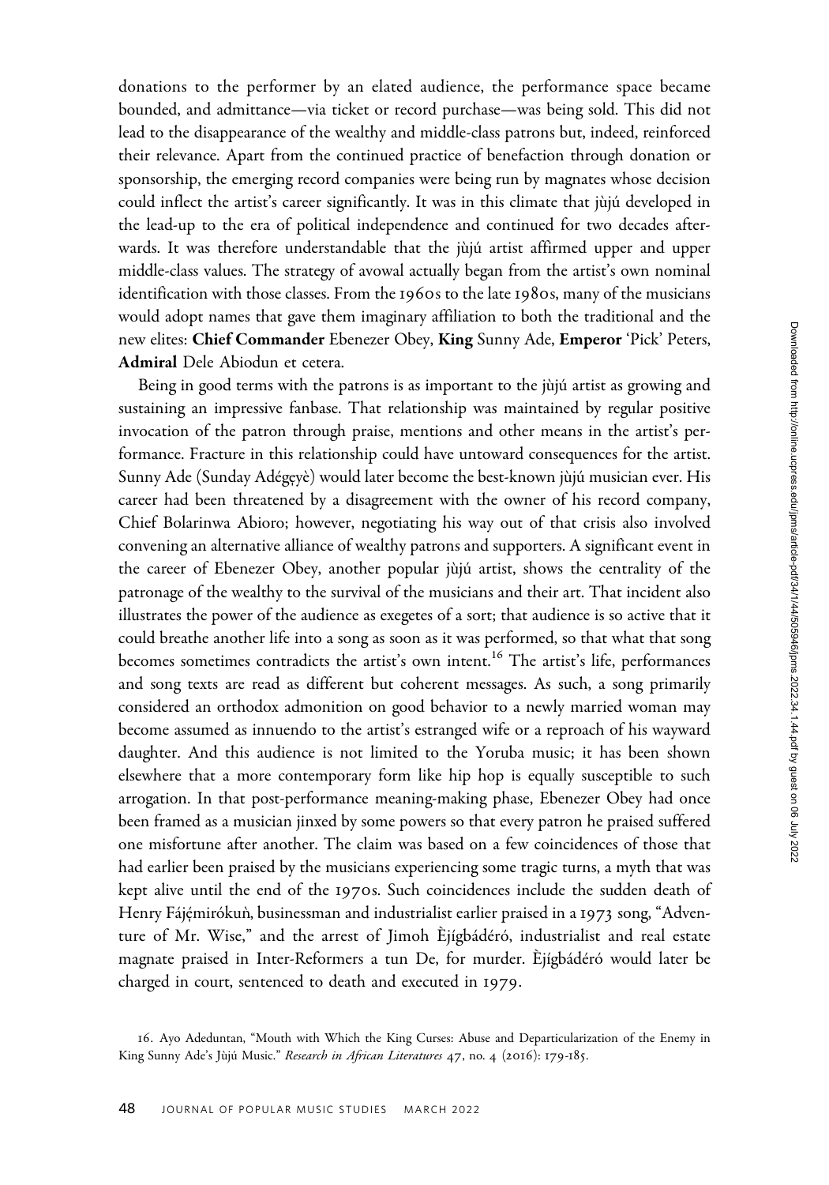donations to the performer by an elated audience, the performance space became bounded, and admittance—via ticket or record purchase—was being sold. This did not lead to the disappearance of the wealthy and middle-class patrons but, indeed, reinforced their relevance. Apart from the continued practice of benefaction through donation or sponsorship, the emerging record companies were being run by magnates whose decision could inflect the artist's career significantly. It was in this climate that jùjú developed in the lead-up to the era of political independence and continued for two decades afterwards. It was therefore understandable that the jùjú artist affirmed upper and upper middle-class values. The strategy of avowal actually began from the artist's own nominal identification with those classes. From the 1960s to the late 1980s, many of the musicians would adopt names that gave them imaginary affiliation to both the traditional and the new elites: **Chief Commander** Ebenezer Obey, **King** Sunny Ade, **Emperor** 'Pick' Peters, **Admiral** Dele Abiodun et cetera.

Being in good terms with the patrons is as important to the jùjú artist as growing and sustaining an impressive fanbase. That relationship was maintained by regular positive invocation of the patron through praise, mentions and other means in the artist's performance. Fracture in this relationship could have untoward consequences for the artist. Sunny Ade (Sunday Adégẹyè) would later become the best-known jùjú musician ever. His career had been threatened by a disagreement with the owner of his record company, Chief Bolarinwa Abioro; however, negotiating his way out of that crisis also involved convening an alternative alliance of wealthy patrons and supporters. A significant event in the career of Ebenezer Obey, another popular jùjú artist, shows the centrality of the patronage of the wealthy to the survival of the musicians and their art. That incident also illustrates the power of the audience as exegetes of a sort; that audience is so active that it could breathe another life into a song as soon as it was performed, so that what that song becomes sometimes contradicts the artist's own intent.[16] The artist's life, performances and song texts are read as different but coherent messages. As such, a song primarily considered an orthodox admonition on good behavior to a newly married woman may become assumed as innuendo to the artist's estranged wife or a reproach of his wayward daughter. And this audience is not limited to the Yoruba music; it has been shown elsewhere that a more contemporary form like hip hop is equally susceptible to such arrogation. In that post-performance meaning-making phase, Ebenezer Obey had once been framed as a musician jinxed by some powers so that every patron he praised suffered one misfortune after another. The claim was based on a few coincidences of those that had earlier been praised by the musicians experiencing some tragic turns, a myth that was kept alive until the end of the 1970s. Such coincidences include the sudden death of Henry Fájẹ́mirókuǹ, businessman and industrialist earlier praised in a 1973 song, "Adventure of Mr. Wise," and the arrest of Jimoh Èjígbádéró, industrialist and real estate magnate praised in Inter-Reformers a tun De, for murder. Èjígbádéró would later be charged in court, sentenced to death and executed in 1979.

16. Ayo Adeduntan, "Mouth with Which the King Curses: Abuse and Departicularization of the Enemy in King Sunny Ade's Jùjú Music." *Research in African Literatures* 47, no. 4 (2016): 179-185.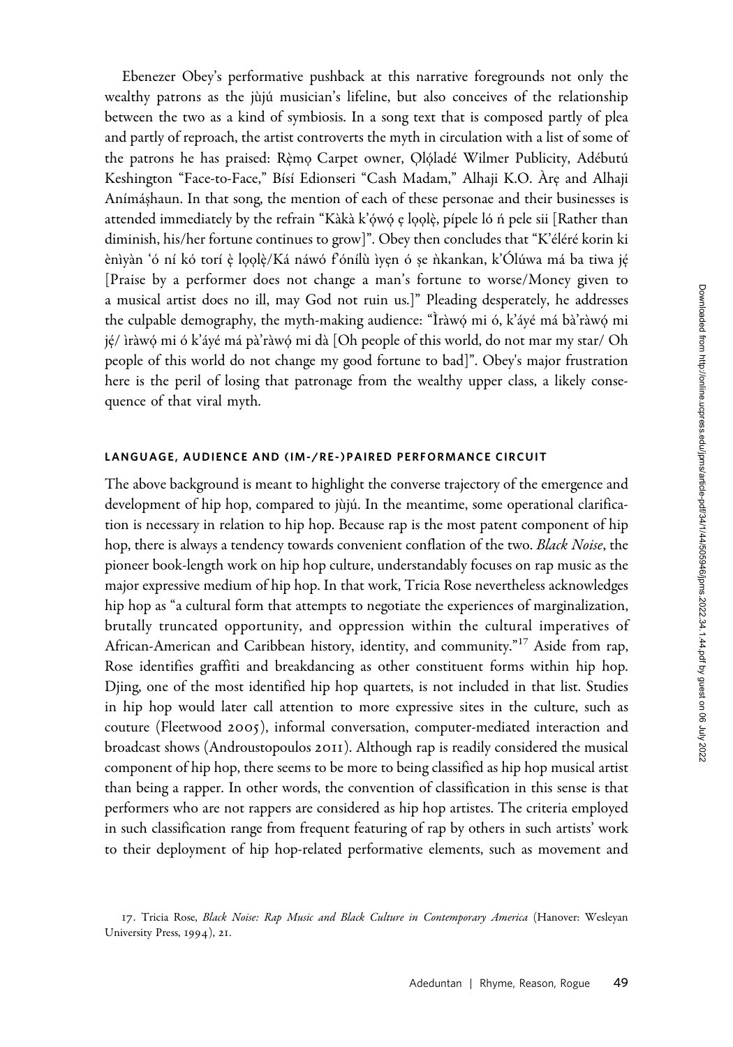Ebenezer Obey's performative pushback at this narrative foregrounds not only the wealthy patrons as the jùjú musician's lifeline, but also conceives of the relationship between the two as a kind of symbiosis. In a song text that is composed partly of plea and partly of reproach, the artist controverts the myth in circulation with a list of some of the patrons he has praised: Rẹ̀mọ Carpet owner, Ọlọ́ladé Wilmer Publicity, Adébutú Keshington "Face-to-Face," Bísí Edionseri "Cash Madam," Alhaji K.O. Àrẹ and Alhaji Anímáṣhaun. In that song, the mention of each of these personae and their businesses is attended immediately by the refrain "Kàkà k'ọ́wọ́ ẹ lọọlẹ̀, pípele ló ń pele sii [Rather than diminish, his/her fortune continues to grow]". Obey then concludes that "K'éléré korin ki ènìyàn 'ó ní kó torí ẹ̀ lọọlẹ̀/Ká náwó f'óníilù ìyẹn ó ṣe ǹkankan, k'Ólúwa má ba tiwa jẹ́ [Praise by a performer does not change a man's fortune to worse/Money given to a musical artist does no ill, may God not ruin us.]" Pleading desperately, he addresses the culpable demography, the myth-making audience: "Ìràwọ́ mi ó, k'áyé má bà'ràwọ́ mi jẹ́/ ìràwọ́ mi ó k'áyé má pà'ràwọ́ mi dà [Oh people of this world, do not mar my star/ Oh people of this world do not change my good fortune to bad]". Obey's major frustration here is the peril of losing that patronage from the wealthy upper class, a likely consequence of that viral myth.

## LANGUAGE, AUDIENCE AND (IM-/RE-)PAIRED PERFORMANCE CIRCUIT

The above background is meant to highlight the converse trajectory of the emergence and development of hip hop, compared to jùjú. In the meantime, some operational clarification is necessary in relation to hip hop. Because rap is the most patent component of hip hop, there is always a tendency towards convenient conflation of the two. *Black Noise*, the pioneer book-length work on hip hop culture, understandably focuses on rap music as the major expressive medium of hip hop. In that work, Tricia Rose nevertheless acknowledges hip hop as "a cultural form that attempts to negotiate the experiences of marginalization, brutally truncated opportunity, and oppression within the cultural imperatives of African-American and Caribbean history, identity, and community."[17] Aside from rap, Rose identifies graffiti and breakdancing as other constituent forms within hip hop. Djing, one of the most identified hip hop quartets, is not included in that list. Studies in hip hop would later call attention to more expressive sites in the culture, such as couture (Fleetwood 2005), informal conversation, computer-mediated interaction and broadcast shows (Androustopoulos 2011). Although rap is readily considered the musical component of hip hop, there seems to be more to being classified as hip hop musical artist than being a rapper. In other words, the convention of classification in this sense is that performers who are not rappers are considered as hip hop artistes. The criteria employed in such classification range from frequent featuring of rap by others in such artists' work to their deployment of hip hop-related performative elements, such as movement and

17. Tricia Rose, *Black Noise: Rap Music and Black Culture in Contemporary America* (Hanover: Wesleyan University Press, 1994), 21.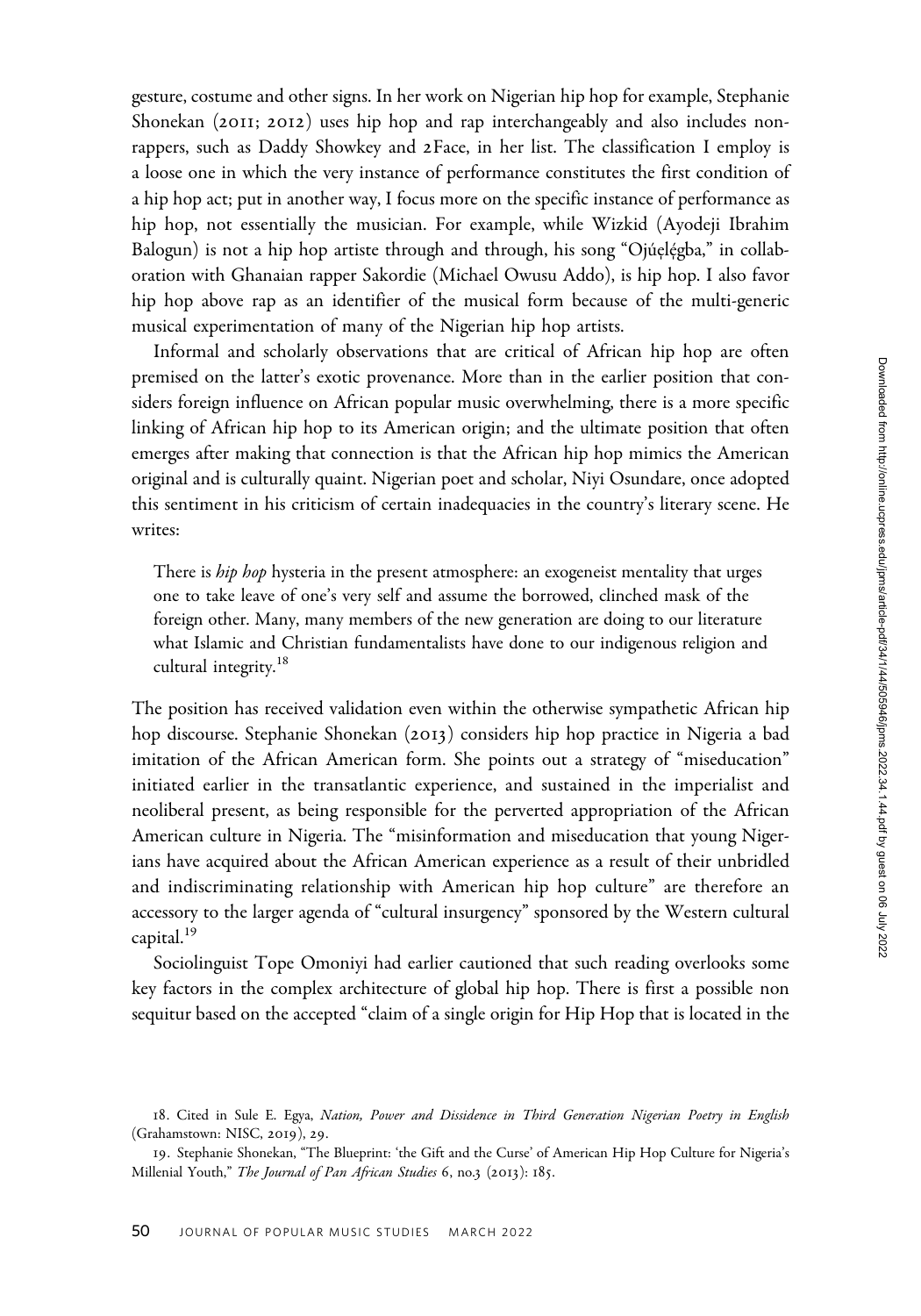gesture, costume and other signs. In her work on Nigerian hip hop for example, Stephanie Shonekan (2011; 2012) uses hip hop and rap interchangeably and also includes non-rappers, such as Daddy Showkey and 2Face, in her list. The classification I employ is a loose one in which the very instance of performance constitutes the first condition of a hip hop act; put in another way, I focus more on the specific instance of performance as hip hop, not essentially the musician. For example, while Wizkid (Ayodeji Ibrahim Balogun) is not a hip hop artiste through and through, his song "Ojúẹlẹ́gba," in collaboration with Ghanaian rapper Sakordie (Michael Owusu Addo), is hip hop. I also favor hip hop above rap as an identifier of the musical form because of the multi-generic musical experimentation of many of the Nigerian hip hop artists.

Informal and scholarly observations that are critical of African hip hop are often premised on the latter's exotic provenance. More than in the earlier position that considers foreign influence on African popular music overwhelming, there is a more specific linking of African hip hop to its American origin; and the ultimate position that often emerges after making that connection is that the African hip hop mimics the American original and is culturally quaint. Nigerian poet and scholar, Niyi Osundare, once adopted this sentiment in his criticism of certain inadequacies in the country's literary scene. He writes:

> There is *hip hop* hysteria in the present atmosphere: an exogeneist mentality that urges one to take leave of one's very self and assume the borrowed, clinched mask of the foreign other. Many, many members of the new generation are doing to our literature what Islamic and Christian fundamentalists have done to our indigenous religion and cultural integrity.[18]

The position has received validation even within the otherwise sympathetic African hip hop discourse. Stephanie Shonekan (2013) considers hip hop practice in Nigeria a bad imitation of the African American form. She points out a strategy of "miseducation" initiated earlier in the transatlantic experience, and sustained in the imperialist and neoliberal present, as being responsible for the perverted appropriation of the African American culture in Nigeria. The "misinformation and miseducation that young Nigerians have acquired about the African American experience as a result of their unbridled and indiscriminating relationship with American hip hop culture" are therefore an accessory to the larger agenda of "cultural insurgency" sponsored by the Western cultural capital.[19]

Sociolinguist Tope Omoniyi had earlier cautioned that such reading overlooks some key factors in the complex architecture of global hip hop. There is first a possible non sequitur based on the accepted "claim of a single origin for Hip Hop that is located in the

18. Cited in Sule E. Egya, *Nation, Power and Dissidence in Third Generation Nigerian Poetry in English* (Grahamstown: NISC, 2019), 29.

19. Stephanie Shonekan, "The Blueprint: 'the Gift and the Curse' of American Hip Hop Culture for Nigeria's Millenial Youth," *The Journal of Pan African Studies* 6, no.3 (2013): 185.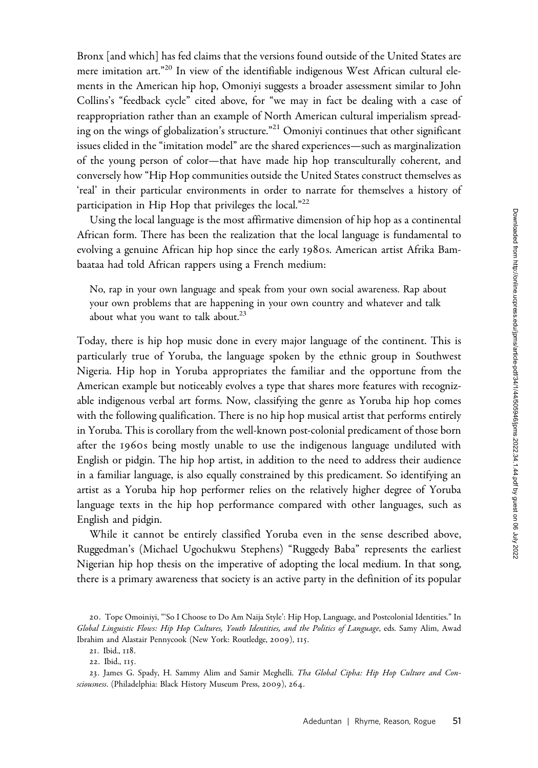Bronx [and which] has fed claims that the versions found outside of the United States are mere imitation art."[20] In view of the identifiable indigenous West African cultural elements in the American hip hop, Omoniyi suggests a broader assessment similar to John Collins's "feedback cycle" cited above, for "we may in fact be dealing with a case of reappropriation rather than an example of North American cultural imperialism spreading on the wings of globalization's structure."[21] Omoniyi continues that other significant issues elided in the "imitation model" are the shared experiences—such as marginalization of the young person of color—that have made hip hop transculturally coherent, and conversely how "Hip Hop communities outside the United States construct themselves as 'real' in their particular environments in order to narrate for themselves a history of participation in Hip Hop that privileges the local."[22]

Using the local language is the most affirmative dimension of hip hop as a continental African form. There has been the realization that the local language is fundamental to evolving a genuine African hip hop since the early 1980s. American artist Afrika Bambaataa had told African rappers using a French medium:

> No, rap in your own language and speak from your own social awareness. Rap about your own problems that are happening in your own country and whatever and talk about what you want to talk about.[23]

Today, there is hip hop music done in every major language of the continent. This is particularly true of Yoruba, the language spoken by the ethnic group in Southwest Nigeria. Hip hop in Yoruba appropriates the familiar and the opportune from the American example but noticeably evolves a type that shares more features with recognizable indigenous verbal art forms. Now, classifying the genre as Yoruba hip hop comes with the following qualification. There is no hip hop musical artist that performs entirely in Yoruba. This is corollary from the well-known post-colonial predicament of those born after the 1960s being mostly unable to use the indigenous language undiluted with English or pidgin. The hip hop artist, in addition to the need to address their audience in a familiar language, is also equally constrained by this predicament. So identifying an artist as a Yoruba hip hop performer relies on the relatively higher degree of Yoruba language texts in the hip hop performance compared with other languages, such as English and pidgin.

While it cannot be entirely classified Yoruba even in the sense described above, Ruggedman's (Michael Ugochukwu Stephens) "Ruggedy Baba" represents the earliest Nigerian hip hop thesis on the imperative of adopting the local medium. In that song, there is a primary awareness that society is an active party in the definition of its popular

---

20. Tope Omoiniyi, "'So I Choose to Do Am Naija Style': Hip Hop, Language, and Postcolonial Identities." In *Global Linguistic Flows: Hip Hop Cultures, Youth Identities, and the Politics of Language*, eds. Samy Alim, Awad Ibrahim and Alastair Pennycook (New York: Routledge, 2009), 115.

21. Ibid., 118.

22. Ibid., 115.

23. James G. Spady, H. Sammy Alim and Samir Meghelli. *Tha Global Cipha: Hip Hop Culture and Consciousness*. (Philadelphia: Black History Museum Press, 2009), 264.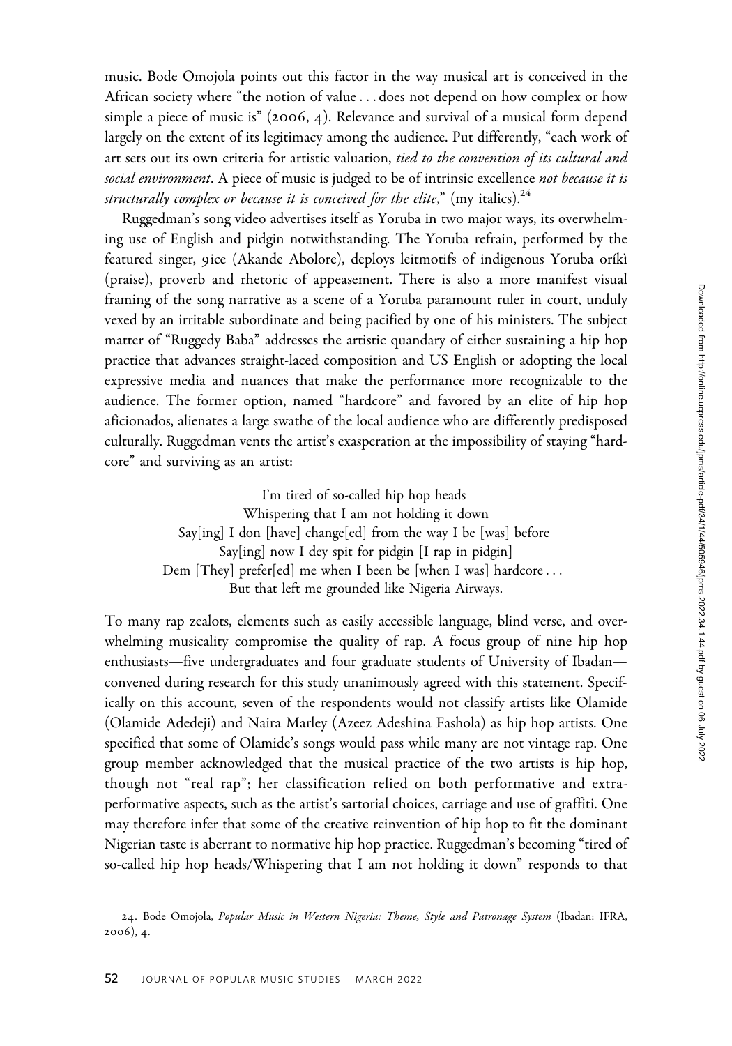music. Bode Omojola points out this factor in the way musical art is conceived in the African society where "the notion of value . . . does not depend on how complex or how simple a piece of music is" (2006, 4). Relevance and survival of a musical form depend largely on the extent of its legitimacy among the audience. Put differently, "each work of art sets out its own criteria for artistic valuation, *tied to the convention of its cultural and social environment*. A piece of music is judged to be of intrinsic excellence *not because it is structurally complex or because it is conceived for the elite*," (my italics).[24]

Ruggedman's song video advertises itself as Yoruba in two major ways, its overwhelming use of English and pidgin notwithstanding. The Yoruba refrain, performed by the featured singer, 9ice (Akande Abolore), deploys leitmotifs of indigenous Yoruba oríkì (praise), proverb and rhetoric of appeasement. There is also a more manifest visual framing of the song narrative as a scene of a Yoruba paramount ruler in court, unduly vexed by an irritable subordinate and being pacified by one of his ministers. The subject matter of "Ruggedy Baba" addresses the artistic quandary of either sustaining a hip hop practice that advances straight-laced composition and US English or adopting the local expressive media and nuances that make the performance more recognizable to the audience. The former option, named "hardcore" and favored by an elite of hip hop aficionados, alienates a large swathe of the local audience who are differently predisposed culturally. Ruggedman vents the artist's exasperation at the impossibility of staying "hardcore" and surviving as an artist:

> I'm tired of so-called hip hop heads
> Whispering that I am not holding it down
> Say[ing] I don [have] change[ed] from the way I be [was] before
> Say[ing] now I dey spit for pidgin [I rap in pidgin]
> Dem [They] prefer[ed] me when I been be [when I was] hardcore . . .
> But that left me grounded like Nigeria Airways.

To many rap zealots, elements such as easily accessible language, blind verse, and overwhelming musicality compromise the quality of rap. A focus group of nine hip hop enthusiasts—five undergraduates and four graduate students of University of Ibadan—convened during research for this study unanimously agreed with this statement. Specifically on this account, seven of the respondents would not classify artists like Olamide (Olamide Adedeji) and Naira Marley (Azeez Adeshina Fashola) as hip hop artists. One specified that some of Olamide's songs would pass while many are not vintage rap. One group member acknowledged that the musical practice of the two artists is hip hop, though not "real rap"; her classification relied on both performative and extra-performative aspects, such as the artist's sartorial choices, carriage and use of graffiti. One may therefore infer that some of the creative reinvention of hip hop to fit the dominant Nigerian taste is aberrant to normative hip hop practice. Ruggedman's becoming "tired of so-called hip hop heads/Whispering that I am not holding it down" responds to that

24. Bode Omojola, *Popular Music in Western Nigeria: Theme, Style and Patronage System* (Ibadan: IFRA, 2006), 4.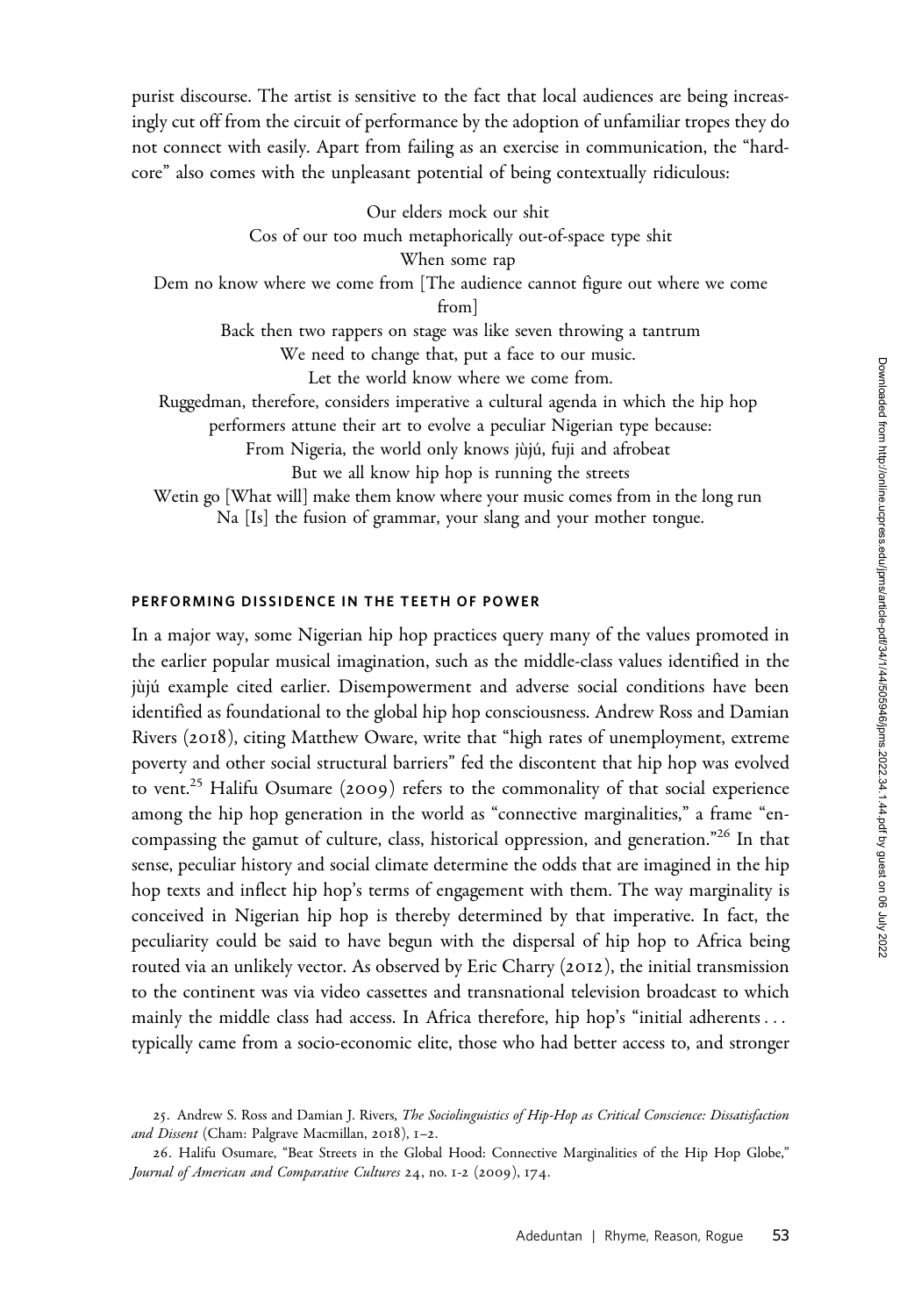purist discourse. The artist is sensitive to the fact that local audiences are being increasingly cut off from the circuit of performance by the adoption of unfamiliar tropes they do not connect with easily. Apart from failing as an exercise in communication, the "hardcore" also comes with the unpleasant potential of being contextually ridiculous:

> Our elders mock our shit
> Cos of our too much metaphorically out-of-space type shit
> When some rap
> Dem no know where we come from [The audience cannot figure out where we come from]
> Back then two rappers on stage was like seven throwing a tantrum
> We need to change that, put a face to our music.
> Let the world know where we come from.

Ruggedman, therefore, considers imperative a cultural agenda in which the hip hop performers attune their art to evolve a peculiar Nigerian type because:

> From Nigeria, the world only knows jùjú, fuji and afrobeat
> But we all know hip hop is running the streets
> Wetin go [What will] make them know where your music comes from in the long run
> Na [Is] the fusion of grammar, your slang and your mother tongue.

## PERFORMING DISSIDENCE IN THE TEETH OF POWER

In a major way, some Nigerian hip hop practices query many of the values promoted in the earlier popular musical imagination, such as the middle-class values identified in the jùjú example cited earlier. Disempowerment and adverse social conditions have been identified as foundational to the global hip hop consciousness. Andrew Ross and Damian Rivers (2018), citing Matthew Oware, write that "high rates of unemployment, extreme poverty and other social structural barriers" fed the discontent that hip hop was evolved to vent.[25] Halifu Osumare (2009) refers to the commonality of that social experience among the hip hop generation in the world as "connective marginalities," a frame "encompassing the gamut of culture, class, historical oppression, and generation."[26] In that sense, peculiar history and social climate determine the odds that are imagined in the hip hop texts and inflect hip hop's terms of engagement with them. The way marginality is conceived in Nigerian hip hop is thereby determined by that imperative. In fact, the peculiarity could be said to have begun with the dispersal of hip hop to Africa being routed via an unlikely vector. As observed by Eric Charry (2012), the initial transmission to the continent was via video cassettes and transnational television broadcast to which mainly the middle class had access. In Africa therefore, hip hop's "initial adherents . . . typically came from a socio-economic elite, those who had better access to, and stronger

25. Andrew S. Ross and Damian J. Rivers, *The Sociolinguistics of Hip-Hop as Critical Conscience: Dissatisfaction and Dissent* (Cham: Palgrave Macmillan, 2018), 1–2.

26. Halifu Osumare, "Beat Streets in the Global Hood: Connective Marginalities of the Hip Hop Globe," *Journal of American and Comparative Cultures* 24, no. 1-2 (2009), 174.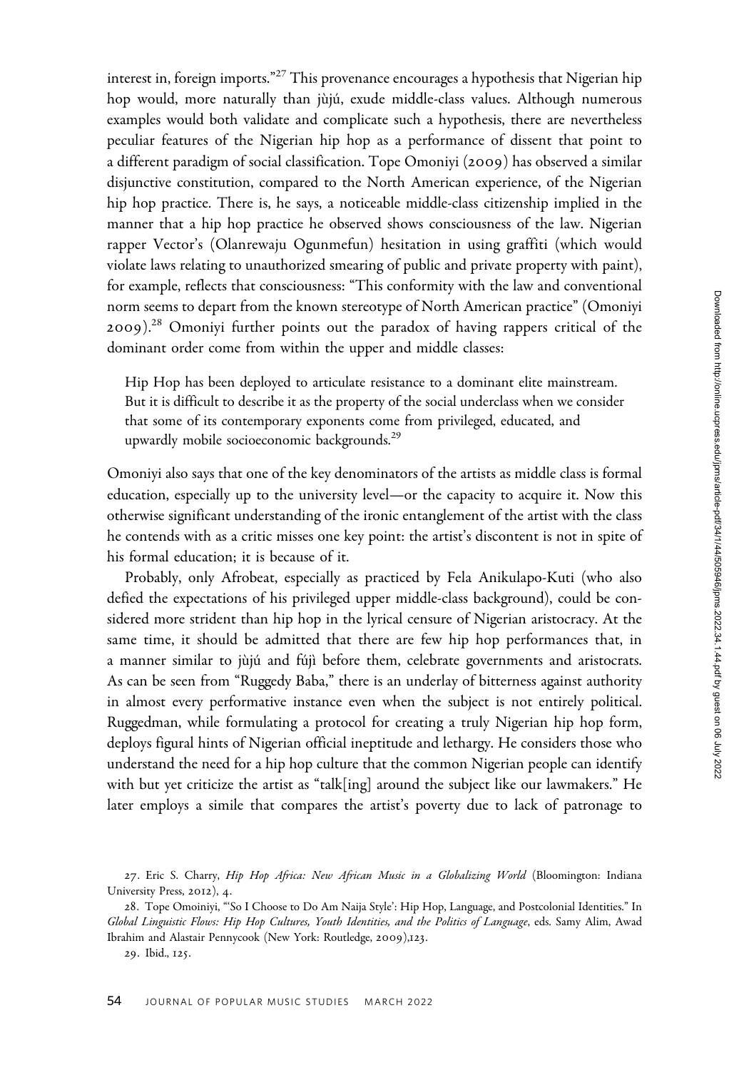interest in, foreign imports."[27] This provenance encourages a hypothesis that Nigerian hip hop would, more naturally than jùjú, exude middle-class values. Although numerous examples would both validate and complicate such a hypothesis, there are nevertheless peculiar features of the Nigerian hip hop as a performance of dissent that point to a different paradigm of social classification. Tope Omoniyi (2009) has observed a similar disjunctive constitution, compared to the North American experience, of the Nigerian hip hop practice. There is, he says, a noticeable middle-class citizenship implied in the manner that a hip hop practice he observed shows consciousness of the law. Nigerian rapper Vector's (Olanrewaju Ogunmefun) hesitation in using graffiti (which would violate laws relating to unauthorized smearing of public and private property with paint), for example, reflects that consciousness: "This conformity with the law and conventional norm seems to depart from the known stereotype of North American practice" (Omoniyi 2009).[28] Omoniyi further points out the paradox of having rappers critical of the dominant order come from within the upper and middle classes:

> Hip Hop has been deployed to articulate resistance to a dominant elite mainstream. But it is difficult to describe it as the property of the social underclass when we consider that some of its contemporary exponents come from privileged, educated, and upwardly mobile socioeconomic backgrounds.[29]

Omoniyi also says that one of the key denominators of the artists as middle class is formal education, especially up to the university level—or the capacity to acquire it. Now this otherwise significant understanding of the ironic entanglement of the artist with the class he contends with as a critic misses one key point: the artist's discontent is not in spite of his formal education; it is because of it.

Probably, only Afrobeat, especially as practiced by Fela Anikulapo-Kuti (who also defied the expectations of his privileged upper middle-class background), could be considered more strident than hip hop in the lyrical censure of Nigerian aristocracy. At the same time, it should be admitted that there are few hip hop performances that, in a manner similar to jùjú and fújì before them, celebrate governments and aristocrats. As can be seen from "Ruggedy Baba," there is an underlay of bitterness against authority in almost every performative instance even when the subject is not entirely political. Ruggedman, while formulating a protocol for creating a truly Nigerian hip hop form, deploys figural hints of Nigerian official ineptitude and lethargy. He considers those who understand the need for a hip hop culture that the common Nigerian people can identify with but yet criticize the artist as "talk[ing] around the subject like our lawmakers." He later employs a simile that compares the artist's poverty due to lack of patronage to

27. Eric S. Charry, *Hip Hop Africa: New African Music in a Globalizing World* (Bloomington: Indiana University Press, 2012), 4.

28. Tope Omoiniyi, "'So I Choose to Do Am Naija Style': Hip Hop, Language, and Postcolonial Identities." In *Global Linguistic Flows: Hip Hop Cultures, Youth Identities, and the Politics of Language*, eds. Samy Alim, Awad Ibrahim and Alastair Pennycook (New York: Routledge, 2009),123.

29. Ibid., 125.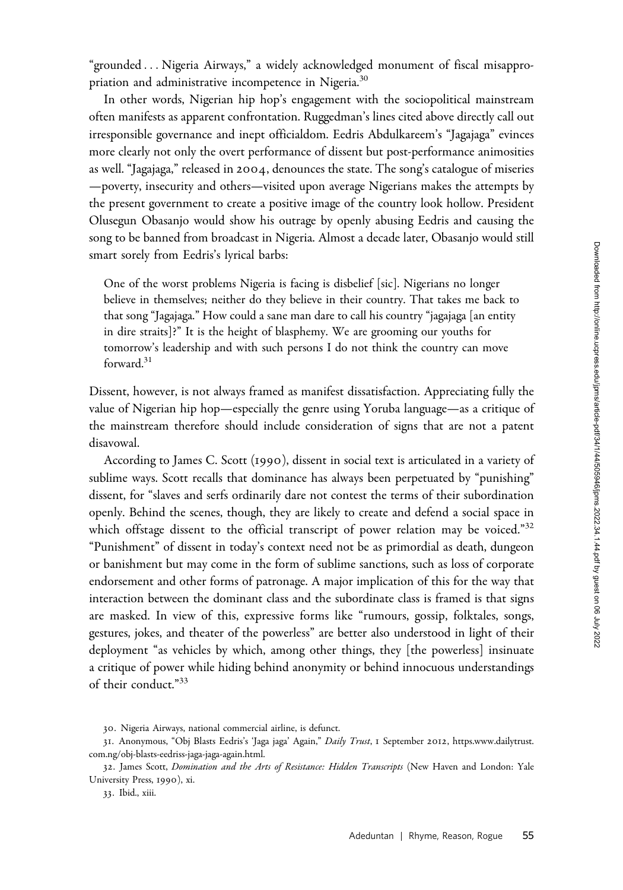"grounded . . . Nigeria Airways," a widely acknowledged monument of fiscal misappropriation and administrative incompetence in Nigeria.[30]

In other words, Nigerian hip hop's engagement with the sociopolitical mainstream often manifests as apparent confrontation. Ruggedman's lines cited above directly call out irresponsible governance and inept officialdom. Eedris Abdulkareem's "Jagajaga" evinces more clearly not only the overt performance of dissent but post-performance animosities as well. "Jagajaga," released in 2004, denounces the state. The song's catalogue of miseries —poverty, insecurity and others—visited upon average Nigerians makes the attempts by the present government to create a positive image of the country look hollow. President Olusegun Obasanjo would show his outrage by openly abusing Eedris and causing the song to be banned from broadcast in Nigeria. Almost a decade later, Obasanjo would still smart sorely from Eedris's lyrical barbs:

> One of the worst problems Nigeria is facing is disbelief [sic]. Nigerians no longer believe in themselves; neither do they believe in their country. That takes me back to that song "Jagajaga." How could a sane man dare to call his country "jagajaga [an entity in dire straits]?" It is the height of blasphemy. We are grooming our youths for tomorrow's leadership and with such persons I do not think the country can move forward.[31]

Dissent, however, is not always framed as manifest dissatisfaction. Appreciating fully the value of Nigerian hip hop—especially the genre using Yoruba language—as a critique of the mainstream therefore should include consideration of signs that are not a patent disavowal.

According to James C. Scott (1990), dissent in social text is articulated in a variety of sublime ways. Scott recalls that dominance has always been perpetuated by "punishing" dissent, for "slaves and serfs ordinarily dare not contest the terms of their subordination openly. Behind the scenes, though, they are likely to create and defend a social space in which offstage dissent to the official transcript of power relation may be voiced."[32] "Punishment" of dissent in today's context need not be as primordial as death, dungeon or banishment but may come in the form of sublime sanctions, such as loss of corporate endorsement and other forms of patronage. A major implication of this for the way that interaction between the dominant class and the subordinate class is framed is that signs are masked. In view of this, expressive forms like "rumours, gossip, folktales, songs, gestures, jokes, and theater of the powerless" are better also understood in light of their deployment "as vehicles by which, among other things, they [the powerless] insinuate a critique of power while hiding behind anonymity or behind innocuous understandings of their conduct."[33]

30. Nigeria Airways, national commercial airline, is defunct.

31. Anonymous, "Obj Blasts Eedris's 'Jaga jaga' Again," *Daily Trust*, 1 September 2012, https.www.dailytrust.com.ng/obj-blasts-eedriss-jaga-jaga-again.html.

32. James Scott, *Domination and the Arts of Resistance: Hidden Transcripts* (New Haven and London: Yale University Press, 1990), xi.

33. Ibid., xiii.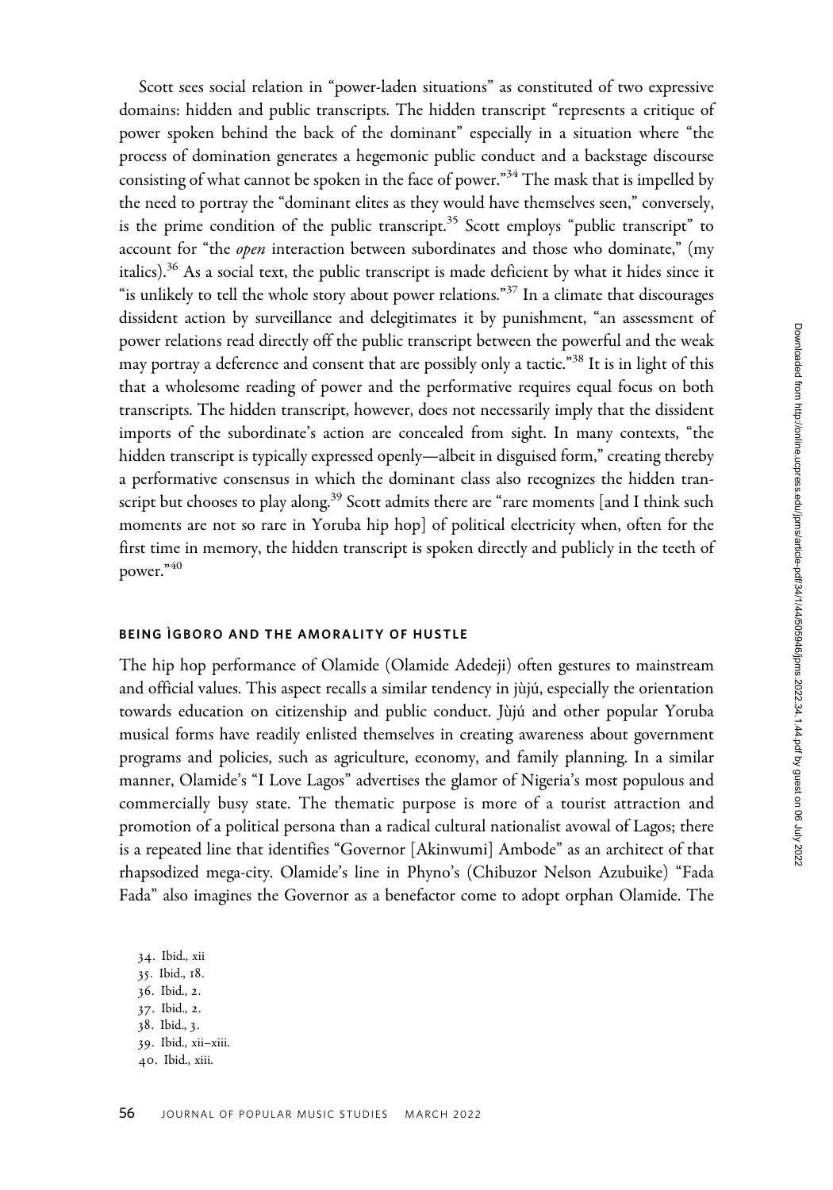Scott sees social relation in "power-laden situations" as constituted of two expressive domains: hidden and public transcripts. The hidden transcript "represents a critique of power spoken behind the back of the dominant" especially in a situation where "the process of domination generates a hegemonic public conduct and a backstage discourse consisting of what cannot be spoken in the face of power."[34] The mask that is impelled by the need to portray the "dominant elites as they would have themselves seen," conversely, is the prime condition of the public transcript.[35] Scott employs "public transcript" to account for "the *open* interaction between subordinates and those who dominate," (my italics).[36] As a social text, the public transcript is made deficient by what it hides since it "is unlikely to tell the whole story about power relations."[37] In a climate that discourages dissident action by surveillance and delegitimates it by punishment, "an assessment of power relations read directly off the public transcript between the powerful and the weak may portray a deference and consent that are possibly only a tactic."[38] It is in light of this that a wholesome reading of power and the performative requires equal focus on both transcripts. The hidden transcript, however, does not necessarily imply that the dissident imports of the subordinate's action are concealed from sight. In many contexts, "the hidden transcript is typically expressed openly—albeit in disguised form," creating thereby a performative consensus in which the dominant class also recognizes the hidden transcript but chooses to play along.[39] Scott admits there are "rare moments [and I think such moments are not so rare in Yoruba hip hop] of political electricity when, often for the first time in memory, the hidden transcript is spoken directly and publicly in the teeth of power."[40]

## BEING ÌGBORO AND THE AMORALITY OF HUSTLE

The hip hop performance of Olamide (Olamide Adedeji) often gestures to mainstream and official values. This aspect recalls a similar tendency in jùjú, especially the orientation towards education on citizenship and public conduct. Jùjú and other popular Yoruba musical forms have readily enlisted themselves in creating awareness about government programs and policies, such as agriculture, economy, and family planning. In a similar manner, Olamide's "I Love Lagos" advertises the glamor of Nigeria's most populous and commercially busy state. The thematic purpose is more of a tourist attraction and promotion of a political persona than a radical cultural nationalist avowal of Lagos; there is a repeated line that identifies "Governor [Akinwumi] Ambode" as an architect of that rhapsodized mega-city. Olamide's line in Phyno's (Chibuzor Nelson Azubuike) "Fada Fada" also imagines the Governor as a benefactor come to adopt orphan Olamide. The

34. Ibid., xii
35. Ibid., 18.
36. Ibid., 2.
37. Ibid., 2.
38. Ibid., 3.
39. Ibid., xii–xiii.
40. Ibid., xiii.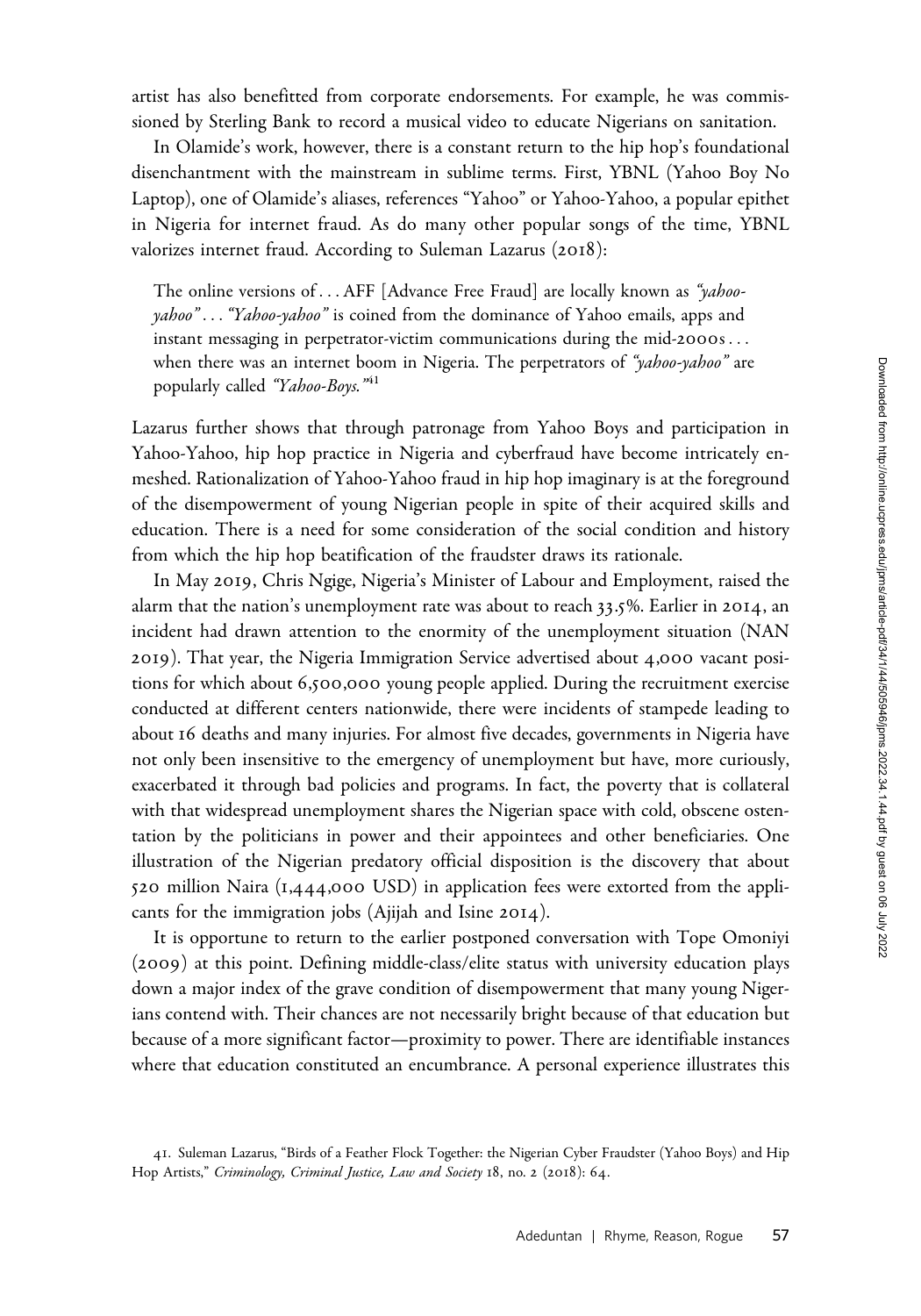artist has also benefitted from corporate endorsements. For example, he was commissioned by Sterling Bank to record a musical video to educate Nigerians on sanitation.

In Olamide's work, however, there is a constant return to the hip hop's foundational disenchantment with the mainstream in sublime terms. First, YBNL (Yahoo Boy No Laptop), one of Olamide's aliases, references "Yahoo" or Yahoo-Yahoo, a popular epithet in Nigeria for internet fraud. As do many other popular songs of the time, YBNL valorizes internet fraud. According to Suleman Lazarus (2018):

> The online versions of . . . AFF [Advance Free Fraud] are locally known as *"yahoo-yahoo"* . . . *"Yahoo-yahoo"* is coined from the dominance of Yahoo emails, apps and instant messaging in perpetrator-victim communications during the mid-2000s . . . when there was an internet boom in Nigeria. The perpetrators of *"yahoo-yahoo"* are popularly called *"Yahoo-Boys."*[41]

Lazarus further shows that through patronage from Yahoo Boys and participation in Yahoo-Yahoo, hip hop practice in Nigeria and cyberfraud have become intricately enmeshed. Rationalization of Yahoo-Yahoo fraud in hip hop imaginary is at the foreground of the disempowerment of young Nigerian people in spite of their acquired skills and education. There is a need for some consideration of the social condition and history from which the hip hop beatification of the fraudster draws its rationale.

In May 2019, Chris Ngige, Nigeria's Minister of Labour and Employment, raised the alarm that the nation's unemployment rate was about to reach 33.5%. Earlier in 2014, an incident had drawn attention to the enormity of the unemployment situation (NAN 2019). That year, the Nigeria Immigration Service advertised about 4,000 vacant positions for which about 6,500,000 young people applied. During the recruitment exercise conducted at different centers nationwide, there were incidents of stampede leading to about 16 deaths and many injuries. For almost five decades, governments in Nigeria have not only been insensitive to the emergency of unemployment but have, more curiously, exacerbated it through bad policies and programs. In fact, the poverty that is collateral with that widespread unemployment shares the Nigerian space with cold, obscene ostentation by the politicians in power and their appointees and other beneficiaries. One illustration of the Nigerian predatory official disposition is the discovery that about 520 million Naira (1,444,000 USD) in application fees were extorted from the applicants for the immigration jobs (Ajijah and Isine 2014).

It is opportune to return to the earlier postponed conversation with Tope Omoniyi (2009) at this point. Defining middle-class/elite status with university education plays down a major index of the grave condition of disempowerment that many young Nigerians contend with. Their chances are not necessarily bright because of that education but because of a more significant factor—proximity to power. There are identifiable instances where that education constituted an encumbrance. A personal experience illustrates this

41. Suleman Lazarus, "Birds of a Feather Flock Together: the Nigerian Cyber Fraudster (Yahoo Boys) and Hip Hop Artists," *Criminology, Criminal Justice, Law and Society* 18, no. 2 (2018): 64.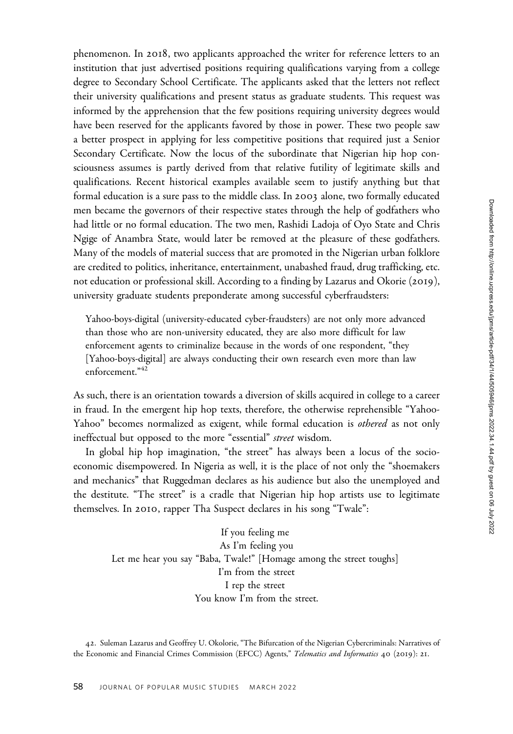phenomenon. In 2018, two applicants approached the writer for reference letters to an institution that just advertised positions requiring qualifications varying from a college degree to Secondary School Certificate. The applicants asked that the letters not reflect their university qualifications and present status as graduate students. This request was informed by the apprehension that the few positions requiring university degrees would have been reserved for the applicants favored by those in power. These two people saw a better prospect in applying for less competitive positions that required just a Senior Secondary Certificate. Now the locus of the subordinate that Nigerian hip hop consciousness assumes is partly derived from that relative futility of legitimate skills and qualifications. Recent historical examples available seem to justify anything but that formal education is a sure pass to the middle class. In 2003 alone, two formally educated men became the governors of their respective states through the help of godfathers who had little or no formal education. The two men, Rashidi Ladoja of Oyo State and Chris Ngige of Anambra State, would later be removed at the pleasure of these godfathers. Many of the models of material success that are promoted in the Nigerian urban folklore are credited to politics, inheritance, entertainment, unabashed fraud, drug trafficking, etc. not education or professional skill. According to a finding by Lazarus and Okorie (2019), university graduate students preponderate among successful cyberfraudsters:

> Yahoo-boys-digital (university-educated cyber-fraudsters) are not only more advanced than those who are non-university educated, they are also more difficult for law enforcement agents to criminalize because in the words of one respondent, "they [Yahoo-boys-digital] are always conducting their own research even more than law enforcement."[42]

As such, there is an orientation towards a diversion of skills acquired in college to a career in fraud. In the emergent hip hop texts, therefore, the otherwise reprehensible "Yahoo-Yahoo" becomes normalized as exigent, while formal education is *othered* as not only ineffectual but opposed to the more "essential" *street* wisdom.

In global hip hop imagination, "the street" has always been a locus of the socio-economic disempowered. In Nigeria as well, it is the place of not only the "shoemakers and mechanics" that Ruggedman declares as his audience but also the unemployed and the destitute. "The street" is a cradle that Nigerian hip hop artists use to legitimate themselves. In 2010, rapper Tha Suspect declares in his song "Twale":

> If you feeling me
> As I'm feeling you
> Let me hear you say "Baba, Twale!" [Homage among the street toughs]
> I'm from the street
> I rep the street
> You know I'm from the street.

42. Suleman Lazarus and Geoffrey U. Okolorie, "The Bifurcation of the Nigerian Cybercriminals: Narratives of the Economic and Financial Crimes Commission (EFCC) Agents," *Telematics and Informatics* 40 (2019): 21.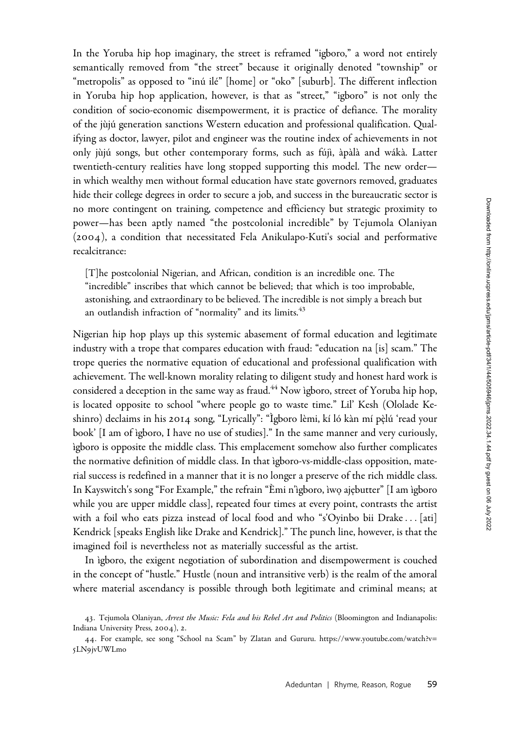In the Yoruba hip hop imaginary, the street is reframed "igboro," a word not entirely semantically removed from "the street" because it originally denoted "township" or "metropolis" as opposed to "inú ilé" [home] or "oko" [suburb]. The different inflection in Yoruba hip hop application, however, is that as "street," "igboro" is not only the condition of socio-economic disempowerment, it is practice of defiance. The morality of the jùjú generation sanctions Western education and professional qualification. Qualifying as doctor, lawyer, pilot and engineer was the routine index of achievements in not only jùjú songs, but other contemporary forms, such as fújì, àpàlà and wákà. Latter twentieth-century realities have long stopped supporting this model. The new order—in which wealthy men without formal education have state governors removed, graduates hide their college degrees in order to secure a job, and success in the bureaucratic sector is no more contingent on training, competence and efficiency but strategic proximity to power—has been aptly named "the postcolonial incredible" by Tejumola Olaniyan (2004), a condition that necessitated Fela Anikulapo-Kuti's social and performative recalcitrance:

> [T]he postcolonial Nigerian, and African, condition is an incredible one. The "incredible" inscribes that which cannot be believed; that which is too improbable, astonishing, and extraordinary to be believed. The incredible is not simply a breach but an outlandish infraction of "normality" and its limits.[43]

Nigerian hip hop plays up this systemic abasement of formal education and legitimate industry with a trope that compares education with fraud: "education na [is] scam." The trope queries the normative equation of educational and professional qualification with achievement. The well-known morality relating to diligent study and honest hard work is considered a deception in the same way as fraud.[44] Now ìgboro, street of Yoruba hip hop, is located opposite to school "where people go to waste time." Lil' Kesh (Ololade Keshinro) declaims in his 2014 song, "Lyrically": "Ìgboro lèmi, kí ló kàn mí pẹ̀lú 'read your book' [I am of ìgboro, I have no use of studies]." In the same manner and very curiously, ìgboro is opposite the middle class. This emplacement somehow also further complicates the normative definition of middle class. In that ìgboro-vs-middle-class opposition, material success is redefined in a manner that it is no longer a preserve of the rich middle class. In Kayswitch's song "For Example," the refrain "Èmi n'ìgboro, ìwọ ajẹbutter" [I am ìgboro while you are upper middle class], repeated four times at every point, contrasts the artist with a foil who eats pizza instead of local food and who "s'Oyinbo bii Drake . . . [ati] Kendrick [speaks English like Drake and Kendrick]." The punch line, however, is that the imagined foil is nevertheless not as materially successful as the artist.

In ìgboro, the exigent negotiation of subordination and disempowerment is couched in the concept of "hustle." Hustle (noun and intransitive verb) is the realm of the amoral where material ascendancy is possible through both legitimate and criminal means; at

43. Tejumola Olaniyan, *Arrest the Music: Fela and his Rebel Art and Politics* (Bloomington and Indianapolis: Indiana University Press, 2004), 2.

44. For example, see song "School na Scam" by Zlatan and Gururu. https://www.youtube.com/watch?v=5LN9jvUWLmo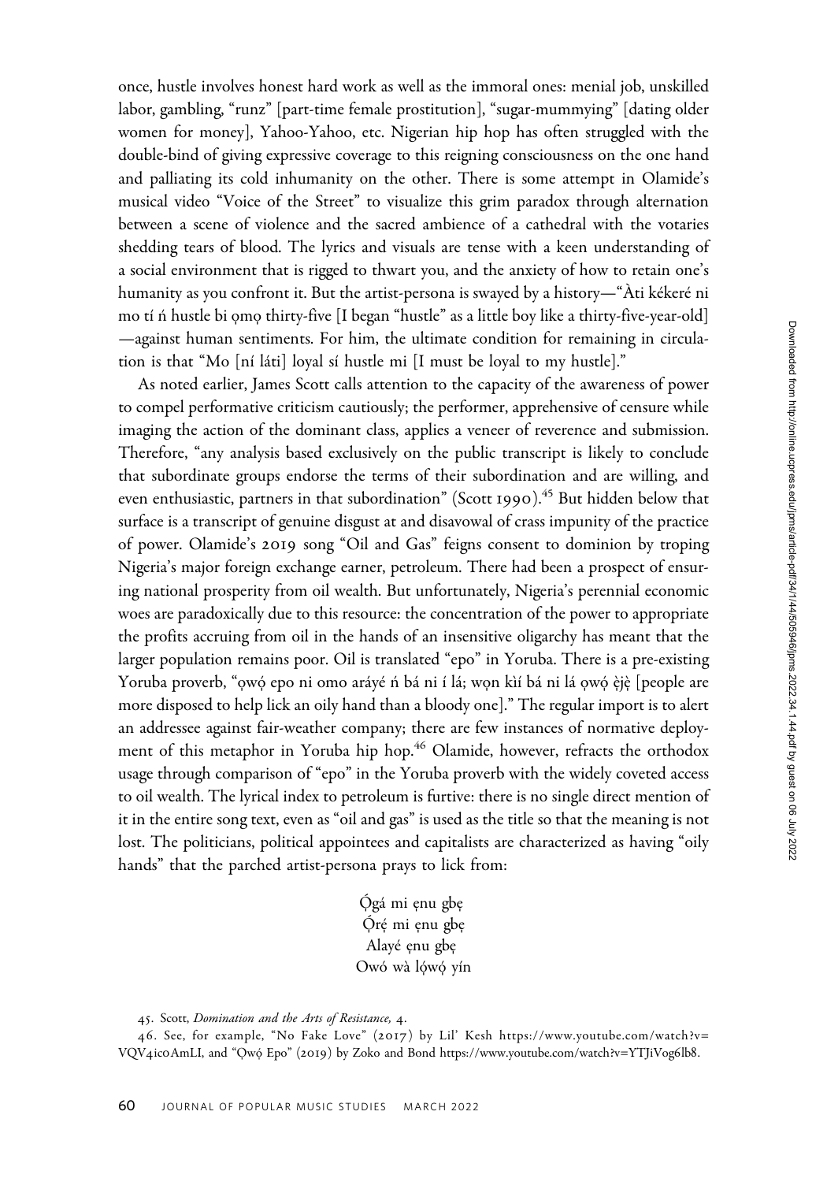once, hustle involves honest hard work as well as the immoral ones: menial job, unskilled labor, gambling, "runz" [part-time female prostitution], "sugar-mummying" [dating older women for money], Yahoo-Yahoo, etc. Nigerian hip hop has often struggled with the double-bind of giving expressive coverage to this reigning consciousness on the one hand and palliating its cold inhumanity on the other. There is some attempt in Olamide's musical video "Voice of the Street" to visualize this grim paradox through alternation between a scene of violence and the sacred ambience of a cathedral with the votaries shedding tears of blood. The lyrics and visuals are tense with a keen understanding of a social environment that is rigged to thwart you, and the anxiety of how to retain one's humanity as you confront it. But the artist-persona is swayed by a history—"Àti kékeré ni mo tí ń hustle bi ọmọ thirty-five [I began "hustle" as a little boy like a thirty-five-year-old] —against human sentiments. For him, the ultimate condition for remaining in circulation is that "Mo [ní láti] loyal sí hustle mi [I must be loyal to my hustle]."

As noted earlier, James Scott calls attention to the capacity of the awareness of power to compel performative criticism cautiously; the performer, apprehensive of censure while imaging the action of the dominant class, applies a veneer of reverence and submission. Therefore, "any analysis based exclusively on the public transcript is likely to conclude that subordinate groups endorse the terms of their subordination and are willing, and even enthusiastic, partners in that subordination" (Scott 1990).[45] But hidden below that surface is a transcript of genuine disgust at and disavowal of crass impunity of the practice of power. Olamide's 2019 song "Oil and Gas" feigns consent to dominion by troping Nigeria's major foreign exchange earner, petroleum. There had been a prospect of ensuring national prosperity from oil wealth. But unfortunately, Nigeria's perennial economic woes are paradoxically due to this resource: the concentration of the power to appropriate the profits accruing from oil in the hands of an insensitive oligarchy has meant that the larger population remains poor. Oil is translated "epo" in Yoruba. There is a pre-existing Yoruba proverb, "ọwọ́ epo ni omo aráyé ń bá ni í lá; wọn kìí bá ni lá ọwọ́ ẹ̀jẹ̀ [people are more disposed to help lick an oily hand than a bloody one]." The regular import is to alert an addressee against fair-weather company; there are few instances of normative deployment of this metaphor in Yoruba hip hop.[46] Olamide, however, refracts the orthodox usage through comparison of "epo" in the Yoruba proverb with the widely coveted access to oil wealth. The lyrical index to petroleum is furtive: there is no single direct mention of it in the entire song text, even as "oil and gas" is used as the title so that the meaning is not lost. The politicians, political appointees and capitalists are characterized as having "oily hands" that the parched artist-persona prays to lick from:

Ọ́gá mi ẹnu gbẹ
Ọ́rẹ́ mi ẹnu gbẹ
Alayé ẹnu gbẹ
Owó wà lọ́wọ́ yín

45. Scott, *Domination and the Arts of Resistance,* 4.

46. See, for example, "No Fake Love" (2017) by Lil' Kesh https://www.youtube.com/watch?v=VQV4ic0AmLI, and "Ọwọ́ Epo" (2019) by Zoko and Bond https://www.youtube.com/watch?v=YTJiVog6lb8.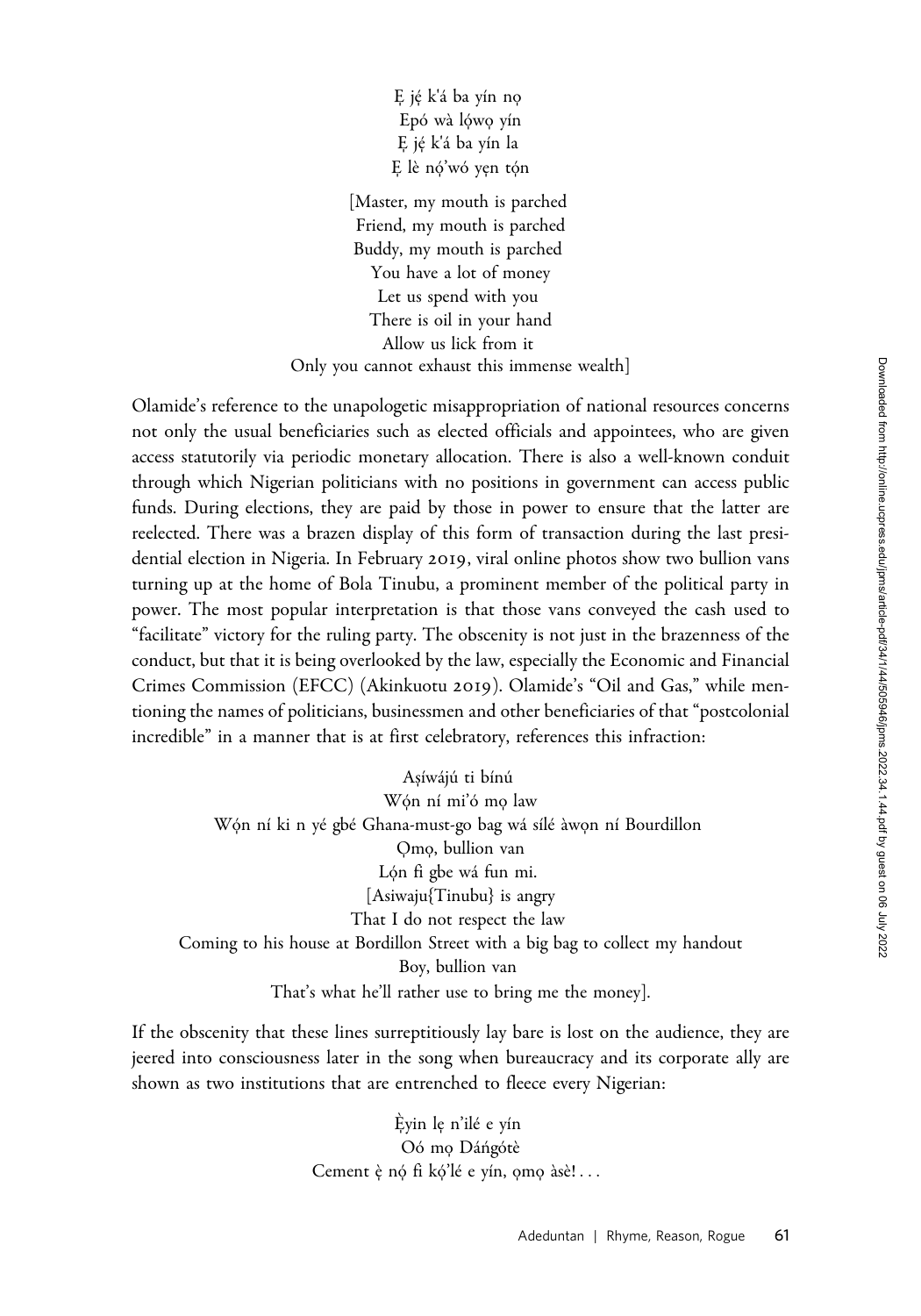Ẹ jẹ́ k'á ba yín nọ  
Epó wà lọ́wọ yín  
Ẹ jẹ́ k'á ba yín la  
Ẹ lè nọ́'wó yẹn tọ́n

[Master, my mouth is parched  
Friend, my mouth is parched  
Buddy, my mouth is parched  
You have a lot of money  
Let us spend with you  
There is oil in your hand  
Allow us lick from it  
Only you cannot exhaust this immense wealth]

Olamide's reference to the unapologetic misappropriation of national resources concerns not only the usual beneficiaries such as elected officials and appointees, who are given access statutorily via periodic monetary allocation. There is also a well-known conduit through which Nigerian politicians with no positions in government can access public funds. During elections, they are paid by those in power to ensure that the latter are reelected. There was a brazen display of this form of transaction during the last presidential election in Nigeria. In February 2019, viral online photos show two bullion vans turning up at the home of Bola Tinubu, a prominent member of the political party in power. The most popular interpretation is that those vans conveyed the cash used to "facilitate" victory for the ruling party. The obscenity is not just in the brazenness of the conduct, but that it is being overlooked by the law, especially the Economic and Financial Crimes Commission (EFCC) (Akinkuotu 2019). Olamide's "Oil and Gas," while mentioning the names of politicians, businessmen and other beneficiaries of that "postcolonial incredible" in a manner that is at first celebratory, references this infraction:

Aṣíwájú ti bínú  
Wọ́n ní mi'ó mọ law  
Wọ́n ní ki n yé gbé Ghana-must-go bag wá sílé àwọn ní Bourdillon  
Ọmọ, bullion van  
Lọ́n fi gbe wá fun mi.  
[Asiwaju{Tinubu} is angry  
That I do not respect the law  
Coming to his house at Bordillon Street with a big bag to collect my handout  
Boy, bullion van  
That's what he'll rather use to bring me the money].

If the obscenity that these lines surreptitiously lay bare is lost on the audience, they are jeered into consciousness later in the song when bureaucracy and its corporate ally are shown as two institutions that are entrenched to fleece every Nigerian:

Ẹ̀yin lẹ n'ilé e yín  
Oó mọ Dáńgótè  
Cement ẹ̀ nọ́ fi kọ́'lé e yín, ọmọ àsè! . . .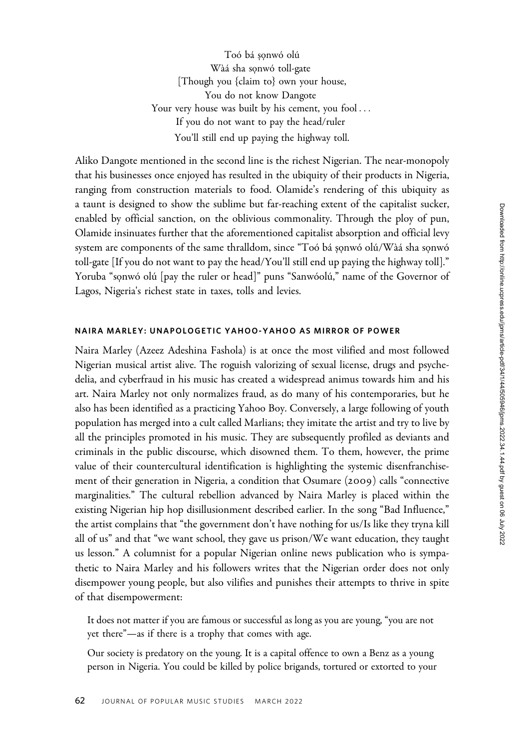Toó bá ṣọnwó olú  
Wàá sha sọnwó toll-gate  
[Though you {claim to} own your house,  
You do not know Dangote  
Your very house was built by his cement, you fool . . .  
If you do not want to pay the head/ruler  
You'll still end up paying the highway toll.

Aliko Dangote mentioned in the second line is the richest Nigerian. The near-monopoly that his businesses once enjoyed has resulted in the ubiquity of their products in Nigeria, ranging from construction materials to food. Olamide's rendering of this ubiquity as a taunt is designed to show the sublime but far-reaching extent of the capitalist sucker, enabled by official sanction, on the oblivious commonality. Through the ploy of pun, Olamide insinuates further that the aforementioned capitalist absorption and official levy system are components of the same thralldom, since "Toó bá ṣọnwó olú/Wàá sha sọnwó toll-gate [If you do not want to pay the head/You'll still end up paying the highway toll]." Yoruba "sọnwó olú [pay the ruler or head]" puns "Sanwóolú," name of the Governor of Lagos, Nigeria's richest state in taxes, tolls and levies.

### NAIRA MARLEY: UNAPOLOGETIC YAHOO-YAHOO AS MIRROR OF POWER

Naira Marley (Azeez Adeshina Fashola) is at once the most vilified and most followed Nigerian musical artist alive. The roguish valorizing of sexual license, drugs and psychedelia, and cyberfraud in his music has created a widespread animus towards him and his art. Naira Marley not only normalizes fraud, as do many of his contemporaries, but he also has been identified as a practicing Yahoo Boy. Conversely, a large following of youth population has merged into a cult called Marlians; they imitate the artist and try to live by all the principles promoted in his music. They are subsequently profiled as deviants and criminals in the public discourse, which disowned them. To them, however, the prime value of their countercultural identification is highlighting the systemic disenfranchisement of their generation in Nigeria, a condition that Osumare (2009) calls "connective marginalities." The cultural rebellion advanced by Naira Marley is placed within the existing Nigerian hip hop disillusionment described earlier. In the song "Bad Influence," the artist complains that "the government don't have nothing for us/Is like they tryna kill all of us" and that "we want school, they gave us prison/We want education, they taught us lesson." A columnist for a popular Nigerian online news publication who is sympathetic to Naira Marley and his followers writes that the Nigerian order does not only disempower young people, but also vilifies and punishes their attempts to thrive in spite of that disempowerment:

> It does not matter if you are famous or successful as long as you are young, "you are not yet there"—as if there is a trophy that comes with age.
>
> Our society is predatory on the young. It is a capital offence to own a Benz as a young person in Nigeria. You could be killed by police brigands, tortured or extorted to your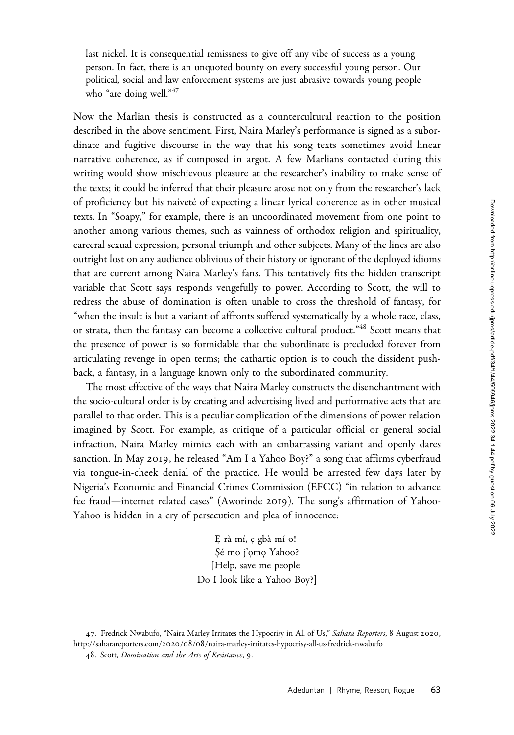last nickel. It is consequential remissness to give off any vibe of success as a young person. In fact, there is an unquoted bounty on every successful young person. Our political, social and law enforcement systems are just abrasive towards young people who "are doing well."[47]

Now the Marlian thesis is constructed as a countercultural reaction to the position described in the above sentiment. First, Naira Marley's performance is signed as a subordinate and fugitive discourse in the way that his song texts sometimes avoid linear narrative coherence, as if composed in argot. A few Marlians contacted during this writing would show mischievous pleasure at the researcher's inability to make sense of the texts; it could be inferred that their pleasure arose not only from the researcher's lack of proficiency but his naiveté of expecting a linear lyrical coherence as in other musical texts. In "Soapy," for example, there is an uncoordinated movement from one point to another among various themes, such as vainness of orthodox religion and spirituality, carceral sexual expression, personal triumph and other subjects. Many of the lines are also outright lost on any audience oblivious of their history or ignorant of the deployed idioms that are current among Naira Marley's fans. This tentatively fits the hidden transcript variable that Scott says responds vengefully to power. According to Scott, the will to redress the abuse of domination is often unable to cross the threshold of fantasy, for "when the insult is but a variant of affronts suffered systematically by a whole race, class, or strata, then the fantasy can become a collective cultural product."[48] Scott means that the presence of power is so formidable that the subordinate is precluded forever from articulating revenge in open terms; the cathartic option is to couch the dissident pushback, a fantasy, in a language known only to the subordinated community.

The most effective of the ways that Naira Marley constructs the disenchantment with the socio-cultural order is by creating and advertising lived and performative acts that are parallel to that order. This is a peculiar complication of the dimensions of power relation imagined by Scott. For example, as critique of a particular official or general social infraction, Naira Marley mimics each with an embarrassing variant and openly dares sanction. In May 2019, he released "Am I a Yahoo Boy?" a song that affirms cyberfraud via tongue-in-cheek denial of the practice. He would be arrested few days later by Nigeria's Economic and Financial Crimes Commission (EFCC) "in relation to advance fee fraud—internet related cases" (Aworinde 2019). The song's affirmation of Yahoo-Yahoo is hidden in a cry of persecution and plea of innocence:

> Ẹ rà mí, ẹ gbà mí o!
> Ṣé mo j'ọmọ Yahoo?
> [Help, save me people
> Do I look like a Yahoo Boy?]

47. Fredrick Nwabufo, "Naira Marley Irritates the Hypocrisy in All of Us," *Sahara Reporters*, 8 August 2020, http://saharareporters.com/2020/08/08/naira-marley-irritates-hypocrisy-all-us-fredrick-nwabufo

48. Scott, *Domination and the Arts of Resistance*, 9.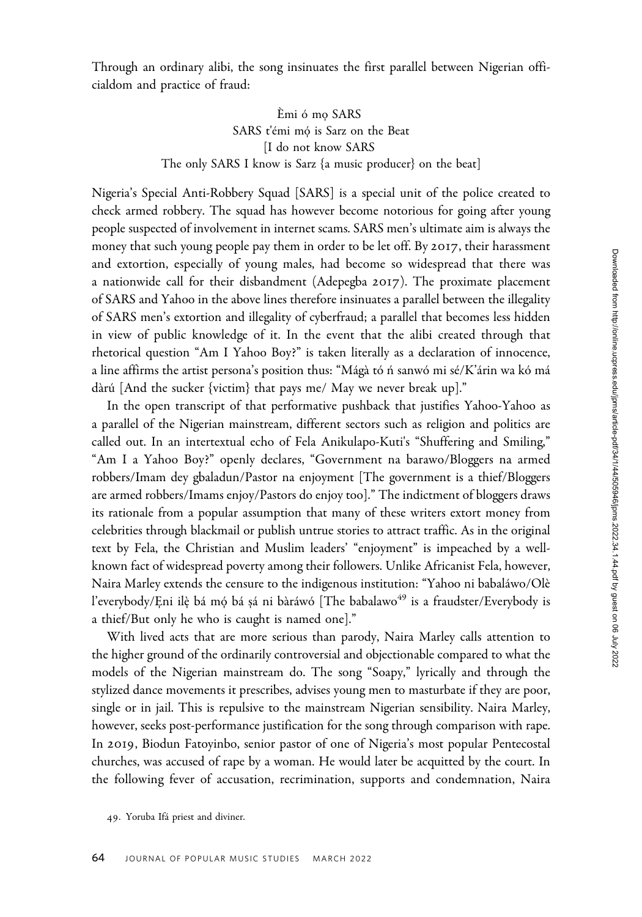Through an ordinary alibi, the song insinuates the first parallel between Nigerian officialdom and practice of fraud:

> Èmi ó mọ SARS
> SARS t'émi mọ́ is Sarz on the Beat
> [I do not know SARS
> The only SARS I know is Sarz {a music producer} on the beat]

Nigeria's Special Anti-Robbery Squad [SARS] is a special unit of the police created to check armed robbery. The squad has however become notorious for going after young people suspected of involvement in internet scams. SARS men's ultimate aim is always the money that such young people pay them in order to be let off. By 2017, their harassment and extortion, especially of young males, had become so widespread that there was a nationwide call for their disbandment (Adepegba 2017). The proximate placement of SARS and Yahoo in the above lines therefore insinuates a parallel between the illegality of SARS men's extortion and illegality of cyberfraud; a parallel that becomes less hidden in view of public knowledge of it. In the event that the alibi created through that rhetorical question "Am I Yahoo Boy?" is taken literally as a declaration of innocence, a line affirms the artist persona's position thus: "Mágà tó ń sanwó mi sé/K'árin wa kó má dàrú [And the sucker {victim} that pays me/ May we never break up]."

In the open transcript of that performative pushback that justifies Yahoo-Yahoo as a parallel of the Nigerian mainstream, different sectors such as religion and politics are called out. In an intertextual echo of Fela Anikulapo-Kuti's "Shuffering and Smiling," "Am I a Yahoo Boy?" openly declares, "Government na barawo/Bloggers na armed robbers/Imam dey gbaladun/Pastor na enjoyment [The government is a thief/Bloggers are armed robbers/Imams enjoy/Pastors do enjoy too]." The indictment of bloggers draws its rationale from a popular assumption that many of these writers extort money from celebrities through blackmail or publish untrue stories to attract traffic. As in the original text by Fela, the Christian and Muslim leaders' "enjoyment" is impeached by a well-known fact of widespread poverty among their followers. Unlike Africanist Fela, however, Naira Marley extends the censure to the indigenous institution: "Yahoo ni babaláwo/Olè l'everybody/Ẹni ilẹ̀ bá mọ́ bá ṣá ni bàráwó [The babalawo[49] is a fraudster/Everybody is a thief/But only he who is caught is named one]."

With lived acts that are more serious than parody, Naira Marley calls attention to the higher ground of the ordinarily controversial and objectionable compared to what the models of the Nigerian mainstream do. The song "Soapy," lyrically and through the stylized dance movements it prescribes, advises young men to masturbate if they are poor, single or in jail. This is repulsive to the mainstream Nigerian sensibility. Naira Marley, however, seeks post-performance justification for the song through comparison with rape. In 2019, Biodun Fatoyinbo, senior pastor of one of Nigeria's most popular Pentecostal churches, was accused of rape by a woman. He would later be acquitted by the court. In the following fever of accusation, recrimination, supports and condemnation, Naira

49. Yoruba Ifá priest and diviner.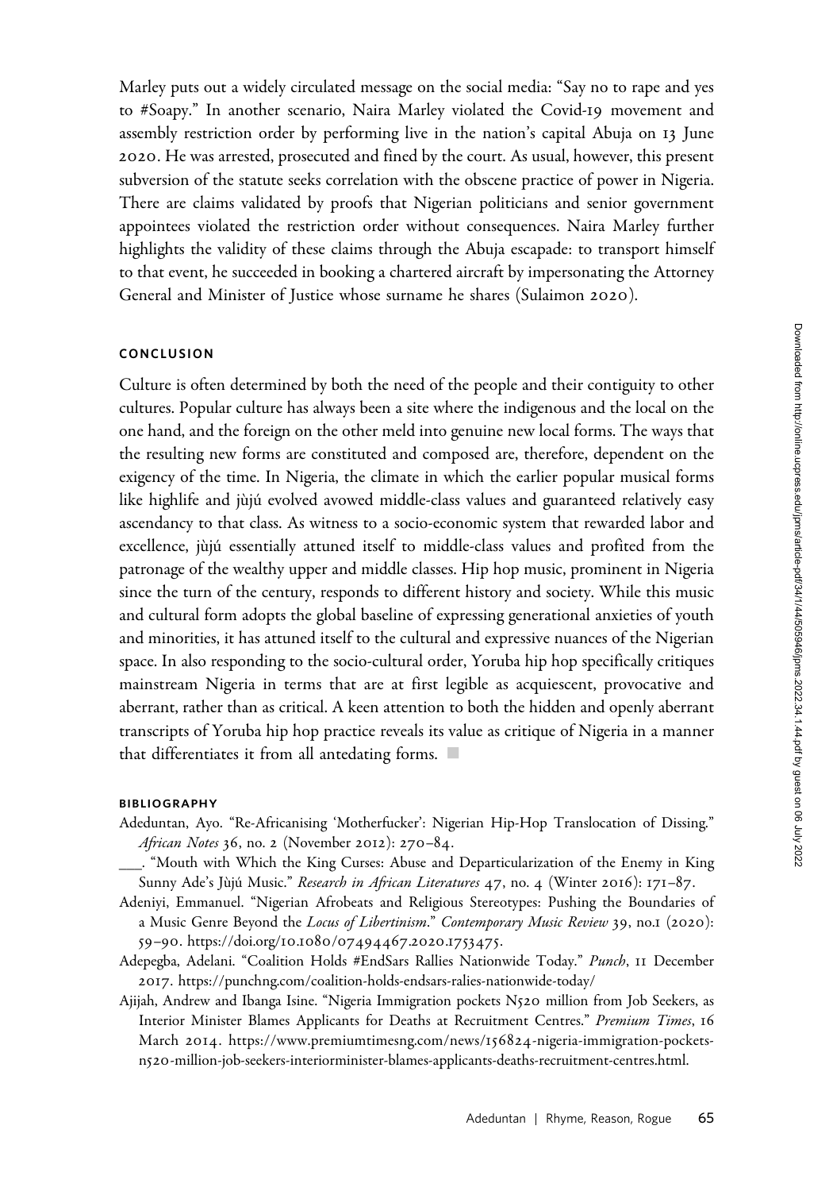Marley puts out a widely circulated message on the social media: "Say no to rape and yes to #Soapy." In another scenario, Naira Marley violated the Covid-19 movement and assembly restriction order by performing live in the nation's capital Abuja on 13 June 2020. He was arrested, prosecuted and fined by the court. As usual, however, this present subversion of the statute seeks correlation with the obscene practice of power in Nigeria. There are claims validated by proofs that Nigerian politicians and senior government appointees violated the restriction order without consequences. Naira Marley further highlights the validity of these claims through the Abuja escapade: to transport himself to that event, he succeeded in booking a chartered aircraft by impersonating the Attorney General and Minister of Justice whose surname he shares (Sulaimon 2020).

## CONCLUSION

Culture is often determined by both the need of the people and their contiguity to other cultures. Popular culture has always been a site where the indigenous and the local on the one hand, and the foreign on the other meld into genuine new local forms. The ways that the resulting new forms are constituted and composed are, therefore, dependent on the exigency of the time. In Nigeria, the climate in which the earlier popular musical forms like highlife and jùjú evolved avowed middle-class values and guaranteed relatively easy ascendancy to that class. As witness to a socio-economic system that rewarded labor and excellence, jùjú essentially attuned itself to middle-class values and profited from the patronage of the wealthy upper and middle classes. Hip hop music, prominent in Nigeria since the turn of the century, responds to different history and society. While this music and cultural form adopts the global baseline of expressing generational anxieties of youth and minorities, it has attuned itself to the cultural and expressive nuances of the Nigerian space. In also responding to the socio-cultural order, Yoruba hip hop specifically critiques mainstream Nigeria in terms that are at first legible as acquiescent, provocative and aberrant, rather than as critical. A keen attention to both the hidden and openly aberrant transcripts of Yoruba hip hop practice reveals its value as critique of Nigeria in a manner that differentiates it from all antedating forms. ■

## BIBLIOGRAPHY

Adeduntan, Ayo. "Re-Africanising 'Motherfucker': Nigerian Hip-Hop Translocation of Dissing." *African Notes* 36, no. 2 (November 2012): 270–84.

___. "Mouth with Which the King Curses: Abuse and Departicularization of the Enemy in King Sunny Ade's Jùjú Music." *Research in African Literatures* 47, no. 4 (Winter 2016): 171–87.

Adeniyi, Emmanuel. "Nigerian Afrobeats and Religious Stereotypes: Pushing the Boundaries of a Music Genre Beyond the *Locus of Libertinism*." *Contemporary Music Review* 39, no.1 (2020): 59–90. https://doi.org/10.1080/07494467.2020.1753475.

Adepegba, Adelani. "Coalition Holds #EndSars Rallies Nationwide Today." *Punch*, 11 December 2017. https://punchng.com/coalition-holds-endsars-ralies-nationwide-today/

Ajijah, Andrew and Ibanga Isine. "Nigeria Immigration pockets N520 million from Job Seekers, as Interior Minister Blames Applicants for Deaths at Recruitment Centres." *Premium Times*, 16 March 2014. https://www.premiumtimesng.com/news/156824-nigeria-immigration-pockets-n520-million-job-seekers-interiorminister-blames-applicants-deaths-recruitment-centres.html.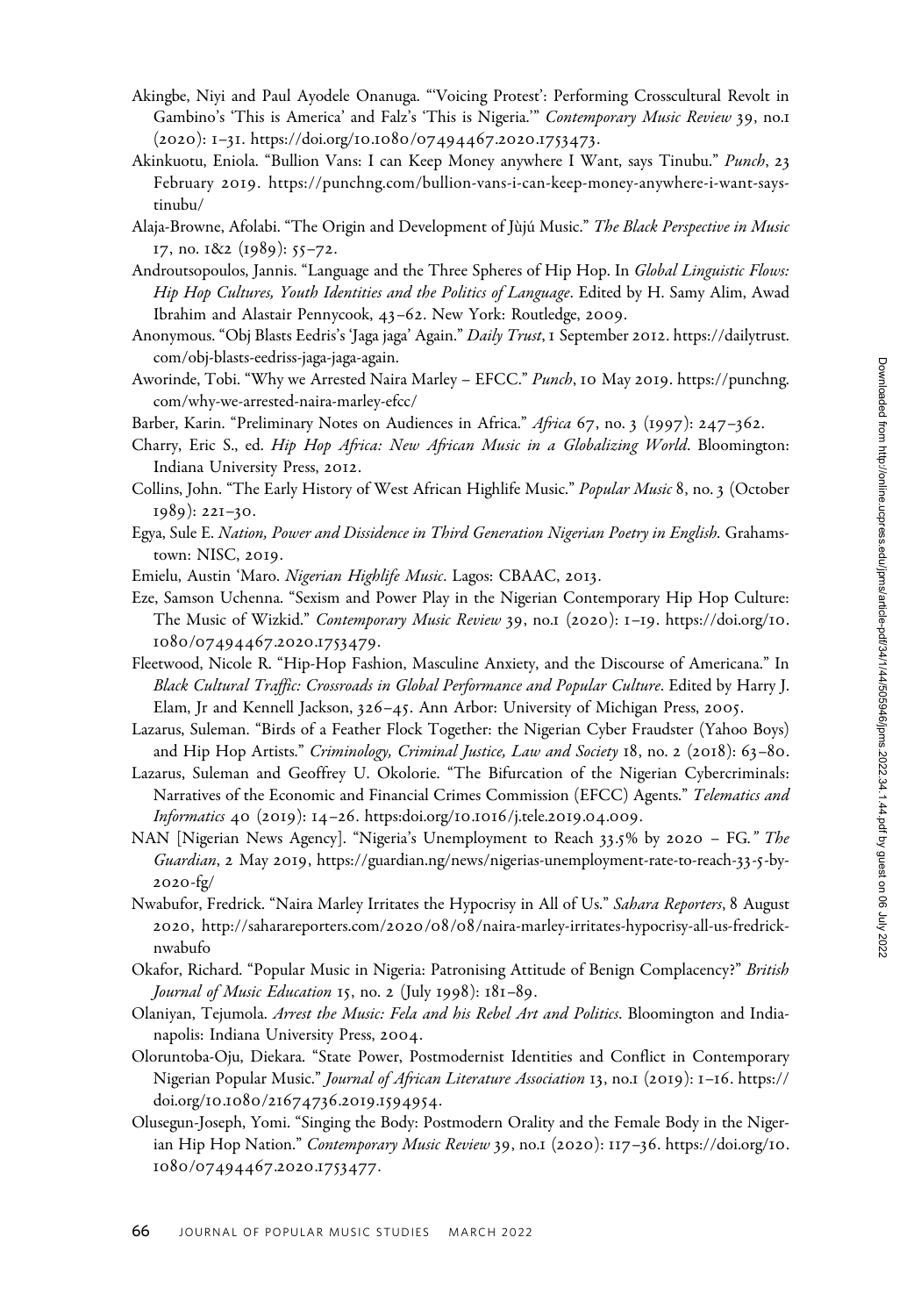Akingbe, Niyi and Paul Ayodele Onanuga. "'Voicing Protest': Performing Crosscultural Revolt in Gambino's 'This is America' and Falz's 'This is Nigeria.'" *Contemporary Music Review* 39, no.1 (2020): 1–31. https://doi.org/10.1080/07494467.2020.1753473.

Akinkuotu, Eniola. "Bullion Vans: I can Keep Money anywhere I Want, says Tinubu." *Punch*, 23 February 2019. https://punchng.com/bullion-vans-i-can-keep-money-anywhere-i-want-says-tinubu/

Alaja-Browne, Afolabi. "The Origin and Development of Jùjú Music." *The Black Perspective in Music* 17, no. 1&2 (1989): 55–72.

Androutsopoulos, Jannis. "Language and the Three Spheres of Hip Hop. In *Global Linguistic Flows: Hip Hop Cultures, Youth Identities and the Politics of Language*. Edited by H. Samy Alim, Awad Ibrahim and Alastair Pennycook, 43–62. New York: Routledge, 2009.

Anonymous. "Obj Blasts Eedris's 'Jaga jaga' Again." *Daily Trust*, 1 September 2012. https://dailytrust.com/obj-blasts-eedriss-jaga-jaga-again.

Aworinde, Tobi. "Why we Arrested Naira Marley – EFCC." *Punch*, 10 May 2019. https://punchng.com/why-we-arrested-naira-marley-efcc/

Barber, Karin. "Preliminary Notes on Audiences in Africa." *Africa* 67, no. 3 (1997): 247–362.

Charry, Eric S., ed. *Hip Hop Africa: New African Music in a Globalizing World*. Bloomington: Indiana University Press, 2012.

Collins, John. "The Early History of West African Highlife Music." *Popular Music* 8, no. 3 (October 1989): 221–30.

Egya, Sule E. *Nation, Power and Dissidence in Third Generation Nigerian Poetry in English*. Grahamstown: NISC, 2019.

Emielu, Austin 'Maro. *Nigerian Highlife Music*. Lagos: CBAAC, 2013.

Eze, Samson Uchenna. "Sexism and Power Play in the Nigerian Contemporary Hip Hop Culture: The Music of Wizkid." *Contemporary Music Review* 39, no.1 (2020): 1–19. https://doi.org/10.1080/07494467.2020.1753479.

Fleetwood, Nicole R. "Hip-Hop Fashion, Masculine Anxiety, and the Discourse of Americana." In *Black Cultural Traffic: Crossroads in Global Performance and Popular Culture*. Edited by Harry J. Elam, Jr and Kennell Jackson, 326–45. Ann Arbor: University of Michigan Press, 2005.

Lazarus, Suleman. "Birds of a Feather Flock Together: the Nigerian Cyber Fraudster (Yahoo Boys) and Hip Hop Artists." *Criminology, Criminal Justice, Law and Society* 18, no. 2 (2018): 63–80.

Lazarus, Suleman and Geoffrey U. Okolorie. "The Bifurcation of the Nigerian Cybercriminals: Narratives of the Economic and Financial Crimes Commission (EFCC) Agents." *Telematics and Informatics* 40 (2019): 14–26. https:doi.org/10.1016/j.tele.2019.04.009.

NAN [Nigerian News Agency]. "Nigeria's Unemployment to Reach 33.5% by 2020 – FG." *The Guardian*, 2 May 2019, https://guardian.ng/news/nigerias-unemployment-rate-to-reach-33-5-by-2020-fg/

Nwabufor, Fredrick. "Naira Marley Irritates the Hypocrisy in All of Us." *Sahara Reporters*, 8 August 2020, http://saharareporters.com/2020/08/08/naira-marley-irritates-hypocrisy-all-us-fredrick-nwabufo

Okafor, Richard. "Popular Music in Nigeria: Patronising Attitude of Benign Complacency?" *British Journal of Music Education* 15, no. 2 (July 1998): 181–89.

Olaniyan, Tejumola. *Arrest the Music: Fela and his Rebel Art and Politics*. Bloomington and Indianapolis: Indiana University Press, 2004.

Oloruntoba-Oju, Diekara. "State Power, Postmodernist Identities and Conflict in Contemporary Nigerian Popular Music." *Journal of African Literature Association* 13, no.1 (2019): 1–16. https://doi.org/10.1080/21674736.2019.1594954.

Olusegun-Joseph, Yomi. "Singing the Body: Postmodern Orality and the Female Body in the Nigerian Hip Hop Nation." *Contemporary Music Review* 39, no.1 (2020): 117–36. https://doi.org/10.1080/07494467.2020.1753477.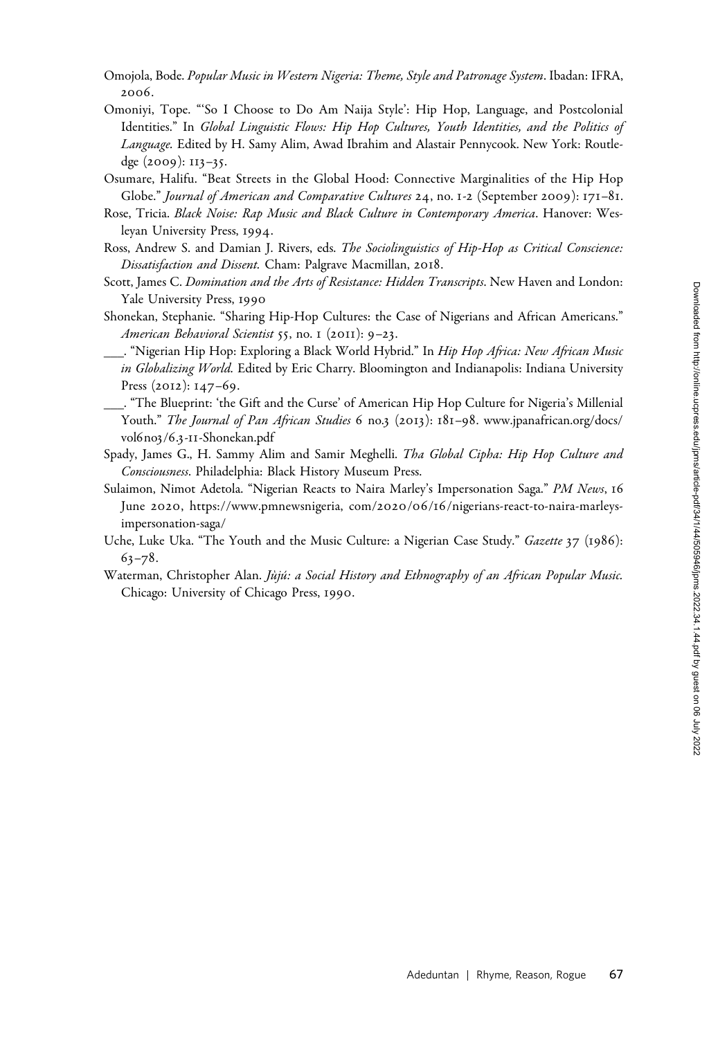Omojola, Bode. *Popular Music in Western Nigeria: Theme, Style and Patronage System*. Ibadan: IFRA, 2006.

Omoniyi, Tope. "'So I Choose to Do Am Naija Style': Hip Hop, Language, and Postcolonial Identities." In *Global Linguistic Flows: Hip Hop Cultures, Youth Identities, and the Politics of Language.* Edited by H. Samy Alim, Awad Ibrahim and Alastair Pennycook. New York: Routledge (2009): 113–35.

Osumare, Halifu. "Beat Streets in the Global Hood: Connective Marginalities of the Hip Hop Globe." *Journal of American and Comparative Cultures* 24, no. 1-2 (September 2009): 171–81.

Rose, Tricia. *Black Noise: Rap Music and Black Culture in Contemporary America*. Hanover: Wesleyan University Press, 1994.

Ross, Andrew S. and Damian J. Rivers, eds. *The Sociolinguistics of Hip-Hop as Critical Conscience: Dissatisfaction and Dissent.* Cham: Palgrave Macmillan, 2018.

Scott, James C. *Domination and the Arts of Resistance: Hidden Transcripts*. New Haven and London: Yale University Press, 1990

Shonekan, Stephanie. "Sharing Hip-Hop Cultures: the Case of Nigerians and African Americans." *American Behavioral Scientist* 55, no. 1 (2011): 9–23.

___. "Nigerian Hip Hop: Exploring a Black World Hybrid." In *Hip Hop Africa: New African Music in Globalizing World.* Edited by Eric Charry. Bloomington and Indianapolis: Indiana University Press (2012): 147–69.

___. "The Blueprint: 'the Gift and the Curse' of American Hip Hop Culture for Nigeria's Millenial Youth." *The Journal of Pan African Studies* 6 no.3 (2013): 181–98. www.jpanafrican.org/docs/vol6no3/6.3-11-Shonekan.pdf

Spady, James G., H. Sammy Alim and Samir Meghelli. *Tha Global Cipha: Hip Hop Culture and Consciousness*. Philadelphia: Black History Museum Press.

Sulaimon, Nimot Adetola. "Nigerian Reacts to Naira Marley's Impersonation Saga." *PM News*, 16 June 2020, https://www.pmnewsnigeria, com/2020/06/16/nigerians-react-to-naira-marleys-impersonation-saga/

Uche, Luke Uka. "The Youth and the Music Culture: a Nigerian Case Study." *Gazette* 37 (1986): 63–78.

Waterman, Christopher Alan. *Jùjú: a Social History and Ethnography of an African Popular Music*. Chicago: University of Chicago Press, 1990.